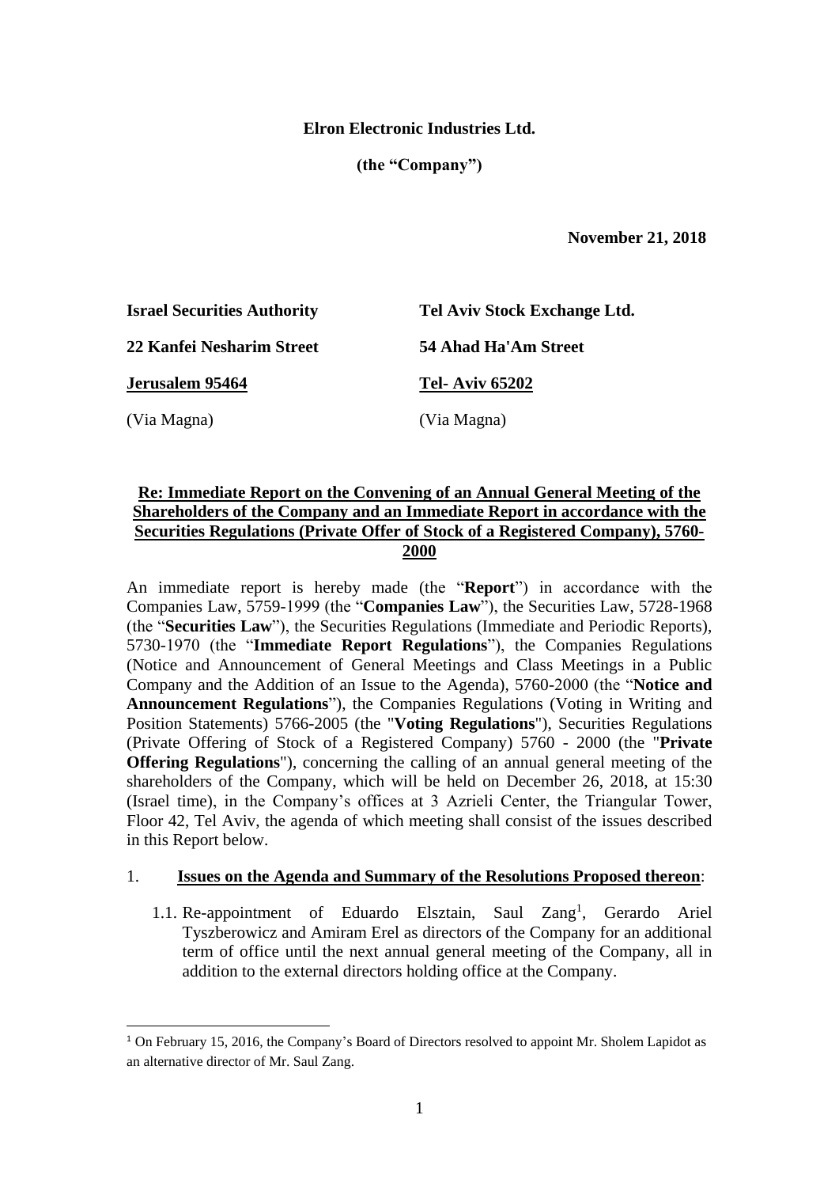**Elron Electronic Industries Ltd.**

**(the "Company")**

**November 21, 2018**

| | |
|---|---|
| **Israel Securities Authority** | **Tel Aviv Stock Exchange Ltd.** |
| **22 Kanfei Nesharim Street** | **54 Ahad Ha'Am Street** |
| **Jerusalem 95464** | **Tel- Aviv 65202** |
| (Via Magna) | (Via Magna) |

**Re: Immediate Report on the Convening of an Annual General Meeting of the Shareholders of the Company and an Immediate Report in accordance with the Securities Regulations (Private Offer of Stock of a Registered Company), 5760-2000**

An immediate report is hereby made (the "**Report**") in accordance with the Companies Law, 5759-1999 (the "**Companies Law**"), the Securities Law, 5728-1968 (the "**Securities Law**"), the Securities Regulations (Immediate and Periodic Reports), 5730-1970 (the "**Immediate Report Regulations**"), the Companies Regulations (Notice and Announcement of General Meetings and Class Meetings in a Public Company and the Addition of an Issue to the Agenda), 5760-2000 (the "**Notice and Announcement Regulations**"), the Companies Regulations (Voting in Writing and Position Statements) 5766-2005 (the "**Voting Regulations**"), Securities Regulations (Private Offering of Stock of a Registered Company) 5760 - 2000 (the "**Private Offering Regulations**"), concerning the calling of an annual general meeting of the shareholders of the Company, which will be held on December 26, 2018, at 15:30 (Israel time), in the Company's offices at 3 Azrieli Center, the Triangular Tower, Floor 42, Tel Aviv, the agenda of which meeting shall consist of the issues described in this Report below.

1. **Issues on the Agenda and Summary of the Resolutions Proposed thereon**:

   1.1. Re-appointment of Eduardo Elsztain, Saul Zang[1], Gerardo Ariel Tyszberowicz and Amiram Erel as directors of the Company for an additional term of office until the next annual general meeting of the Company, all in addition to the external directors holding office at the Company.

---

[1] On February 15, 2016, the Company's Board of Directors resolved to appoint Mr. Sholem Lapidot as an alternative director of Mr. Saul Zang.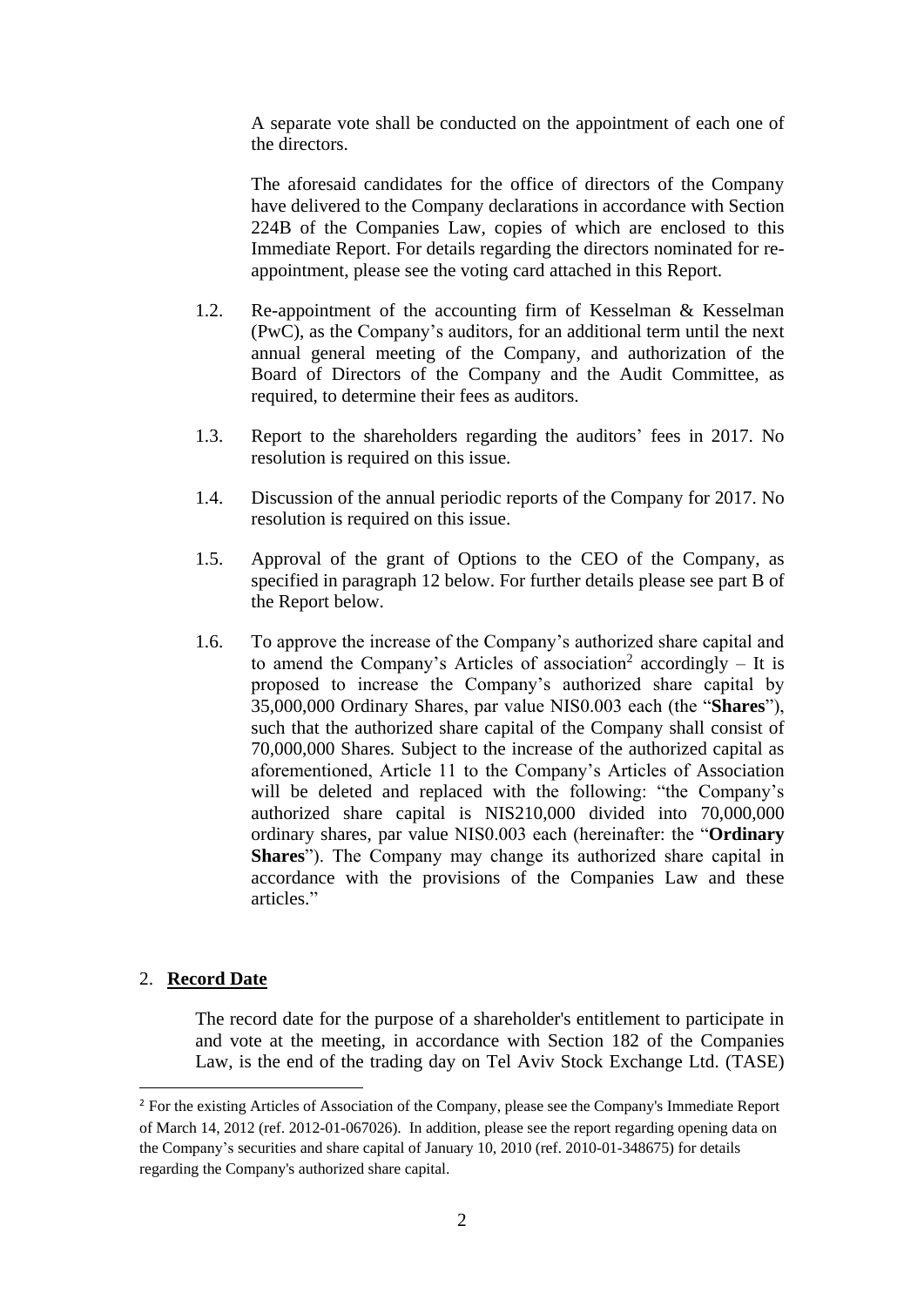A separate vote shall be conducted on the appointment of each one of the directors.

The aforesaid candidates for the office of directors of the Company have delivered to the Company declarations in accordance with Section 224B of the Companies Law, copies of which are enclosed to this Immediate Report. For details regarding the directors nominated for re-appointment, please see the voting card attached in this Report.

1.2. Re-appointment of the accounting firm of Kesselman & Kesselman (PwC), as the Company's auditors, for an additional term until the next annual general meeting of the Company, and authorization of the Board of Directors of the Company and the Audit Committee, as required, to determine their fees as auditors.

1.3. Report to the shareholders regarding the auditors' fees in 2017. No resolution is required on this issue.

1.4. Discussion of the annual periodic reports of the Company for 2017. No resolution is required on this issue.

1.5. Approval of the grant of Options to the CEO of the Company, as specified in paragraph 12 below. For further details please see part B of the Report below.

1.6. To approve the increase of the Company's authorized share capital and to amend the Company's Articles of association[2] accordingly – It is proposed to increase the Company's authorized share capital by 35,000,000 Ordinary Shares, par value NIS0.003 each (the "**Shares**"), such that the authorized share capital of the Company shall consist of 70,000,000 Shares. Subject to the increase of the authorized capital as aforementioned, Article 11 to the Company's Articles of Association will be deleted and replaced with the following: "the Company's authorized share capital is NIS210,000 divided into 70,000,000 ordinary shares, par value NIS0.003 each (hereinafter: the "**Ordinary Shares**"). The Company may change its authorized share capital in accordance with the provisions of the Companies Law and these articles."

2. **Record Date**

The record date for the purpose of a shareholder's entitlement to participate in and vote at the meeting, in accordance with Section 182 of the Companies Law, is the end of the trading day on Tel Aviv Stock Exchange Ltd. (TASE)

---

[2] For the existing Articles of Association of the Company, please see the Company's Immediate Report of March 14, 2012 (ref. 2012-01-067026). In addition, please see the report regarding opening data on the Company's securities and share capital of January 10, 2010 (ref. 2010-01-348675) for details regarding the Company's authorized share capital.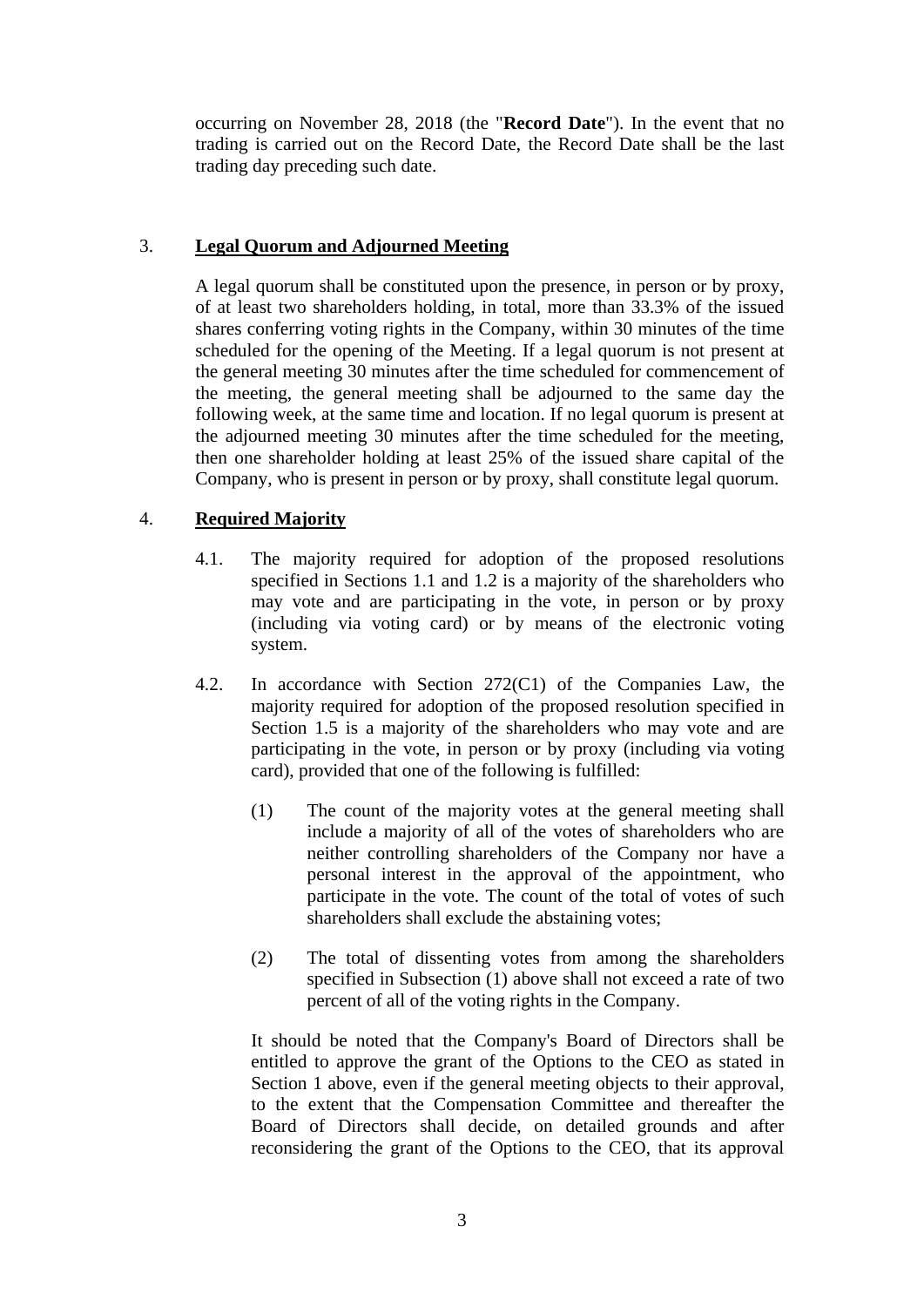occurring on November 28, 2018 (the "**Record Date**"). In the event that no trading is carried out on the Record Date, the Record Date shall be the last trading day preceding such date.

3. **Legal Quorum and Adjourned Meeting**

A legal quorum shall be constituted upon the presence, in person or by proxy, of at least two shareholders holding, in total, more than 33.3% of the issued shares conferring voting rights in the Company, within 30 minutes of the time scheduled for the opening of the Meeting. If a legal quorum is not present at the general meeting 30 minutes after the time scheduled for commencement of the meeting, the general meeting shall be adjourned to the same day the following week, at the same time and location. If no legal quorum is present at the adjourned meeting 30 minutes after the time scheduled for the meeting, then one shareholder holding at least 25% of the issued share capital of the Company, who is present in person or by proxy, shall constitute legal quorum.

4. **Required Majority**

4.1. The majority required for adoption of the proposed resolutions specified in Sections 1.1 and 1.2 is a majority of the shareholders who may vote and are participating in the vote, in person or by proxy (including via voting card) or by means of the electronic voting system.

4.2. In accordance with Section 272(C1) of the Companies Law, the majority required for adoption of the proposed resolution specified in Section 1.5 is a majority of the shareholders who may vote and are participating in the vote, in person or by proxy (including via voting card), provided that one of the following is fulfilled:

(1) The count of the majority votes at the general meeting shall include a majority of all of the votes of shareholders who are neither controlling shareholders of the Company nor have a personal interest in the approval of the appointment, who participate in the vote. The count of the total of votes of such shareholders shall exclude the abstaining votes;

(2) The total of dissenting votes from among the shareholders specified in Subsection (1) above shall not exceed a rate of two percent of all of the voting rights in the Company.

It should be noted that the Company's Board of Directors shall be entitled to approve the grant of the Options to the CEO as stated in Section 1 above, even if the general meeting objects to their approval, to the extent that the Compensation Committee and thereafter the Board of Directors shall decide, on detailed grounds and after reconsidering the grant of the Options to the CEO, that its approval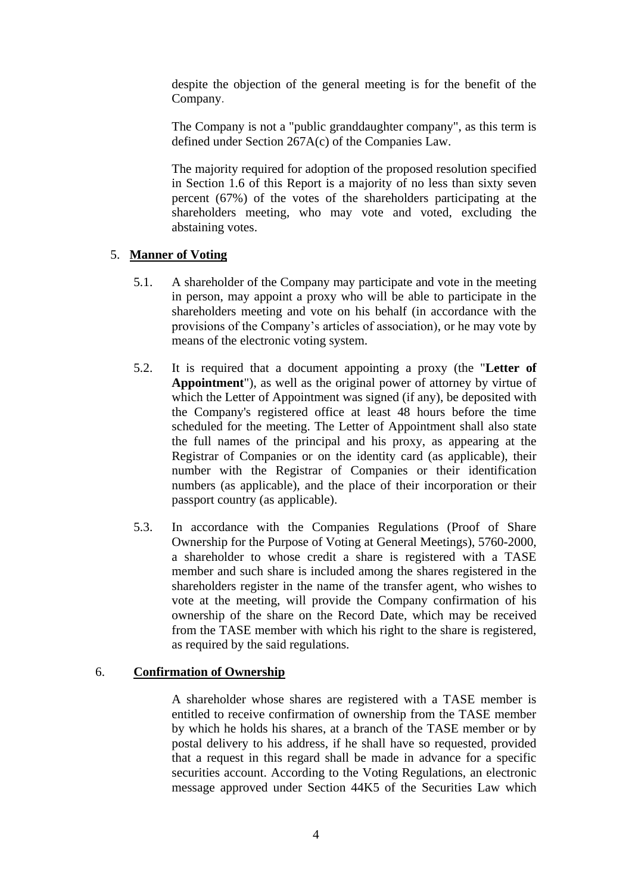despite the objection of the general meeting is for the benefit of the Company.

The Company is not a "public granddaughter company", as this term is defined under Section 267A(c) of the Companies Law.

The majority required for adoption of the proposed resolution specified in Section 1.6 of this Report is a majority of no less than sixty seven percent (67%) of the votes of the shareholders participating at the shareholders meeting, who may vote and voted, excluding the abstaining votes.

5. **Manner of Voting**

5.1. A shareholder of the Company may participate and vote in the meeting in person, may appoint a proxy who will be able to participate in the shareholders meeting and vote on his behalf (in accordance with the provisions of the Company's articles of association), or he may vote by means of the electronic voting system.

5.2. It is required that a document appointing a proxy (the "**Letter of Appointment**"), as well as the original power of attorney by virtue of which the Letter of Appointment was signed (if any), be deposited with the Company's registered office at least 48 hours before the time scheduled for the meeting. The Letter of Appointment shall also state the full names of the principal and his proxy, as appearing at the Registrar of Companies or on the identity card (as applicable), their number with the Registrar of Companies or their identification numbers (as applicable), and the place of their incorporation or their passport country (as applicable).

5.3. In accordance with the Companies Regulations (Proof of Share Ownership for the Purpose of Voting at General Meetings), 5760-2000, a shareholder to whose credit a share is registered with a TASE member and such share is included among the shares registered in the shareholders register in the name of the transfer agent, who wishes to vote at the meeting, will provide the Company confirmation of his ownership of the share on the Record Date, which may be received from the TASE member with which his right to the share is registered, as required by the said regulations.

6. **Confirmation of Ownership**

A shareholder whose shares are registered with a TASE member is entitled to receive confirmation of ownership from the TASE member by which he holds his shares, at a branch of the TASE member or by postal delivery to his address, if he shall have so requested, provided that a request in this regard shall be made in advance for a specific securities account. According to the Voting Regulations, an electronic message approved under Section 44K5 of the Securities Law which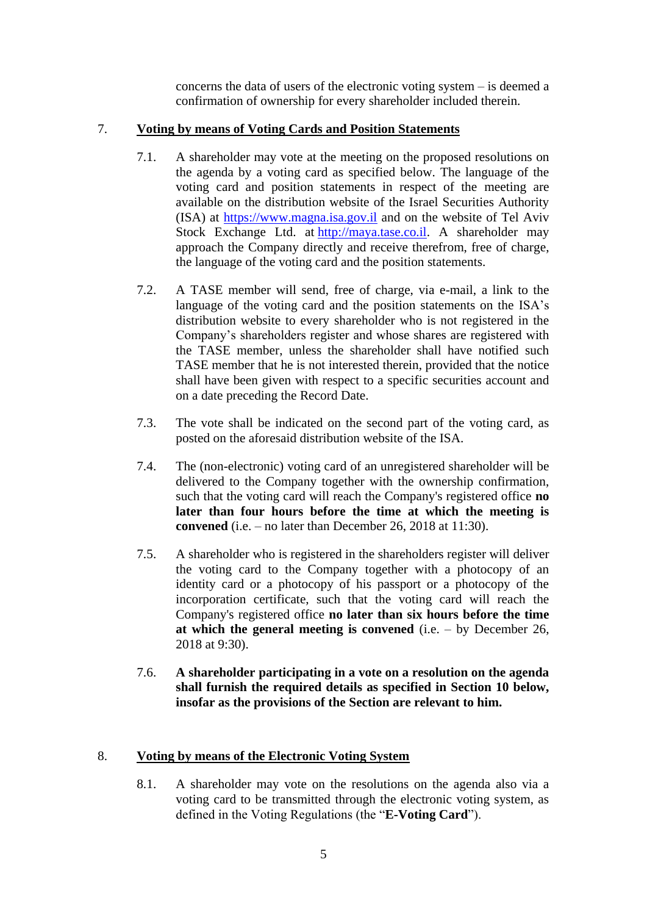concerns the data of users of the electronic voting system – is deemed a confirmation of ownership for every shareholder included therein.

7. **Voting by means of Voting Cards and Position Statements**

7.1. A shareholder may vote at the meeting on the proposed resolutions on the agenda by a voting card as specified below. The language of the voting card and position statements in respect of the meeting are available on the distribution website of the Israel Securities Authority (ISA) at https://www.magna.isa.gov.il and on the website of Tel Aviv Stock Exchange Ltd. at http://maya.tase.co.il. A shareholder may approach the Company directly and receive therefrom, free of charge, the language of the voting card and the position statements.

7.2. A TASE member will send, free of charge, via e-mail, a link to the language of the voting card and the position statements on the ISA's distribution website to every shareholder who is not registered in the Company's shareholders register and whose shares are registered with the TASE member, unless the shareholder shall have notified such TASE member that he is not interested therein, provided that the notice shall have been given with respect to a specific securities account and on a date preceding the Record Date.

7.3. The vote shall be indicated on the second part of the voting card, as posted on the aforesaid distribution website of the ISA.

7.4. The (non-electronic) voting card of an unregistered shareholder will be delivered to the Company together with the ownership confirmation, such that the voting card will reach the Company's registered office **no later than four hours before the time at which the meeting is convened** (i.e. – no later than December 26, 2018 at 11:30).

7.5. A shareholder who is registered in the shareholders register will deliver the voting card to the Company together with a photocopy of an identity card or a photocopy of his passport or a photocopy of the incorporation certificate, such that the voting card will reach the Company's registered office **no later than six hours before the time at which the general meeting is convened** (i.e. – by December 26, 2018 at 9:30).

7.6. **A shareholder participating in a vote on a resolution on the agenda shall furnish the required details as specified in Section 10 below, insofar as the provisions of the Section are relevant to him.**

8. **Voting by means of the Electronic Voting System**

8.1. A shareholder may vote on the resolutions on the agenda also via a voting card to be transmitted through the electronic voting system, as defined in the Voting Regulations (the "**E-Voting Card**").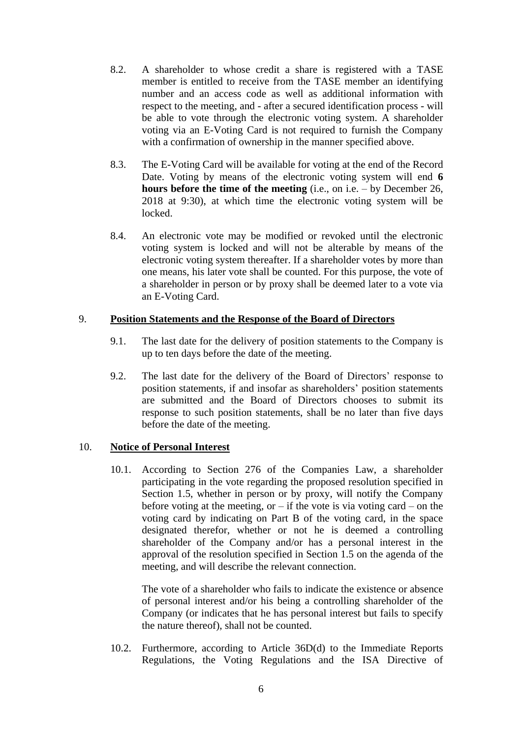8.2. A shareholder to whose credit a share is registered with a TASE member is entitled to receive from the TASE member an identifying number and an access code as well as additional information with respect to the meeting, and - after a secured identification process - will be able to vote through the electronic voting system. A shareholder voting via an E-Voting Card is not required to furnish the Company with a confirmation of ownership in the manner specified above.

8.3. The E-Voting Card will be available for voting at the end of the Record Date. Voting by means of the electronic voting system will end **6 hours before the time of the meeting** (i.e., on i.e. – by December 26, 2018 at 9:30), at which time the electronic voting system will be locked.

8.4. An electronic vote may be modified or revoked until the electronic voting system is locked and will not be alterable by means of the electronic voting system thereafter. If a shareholder votes by more than one means, his later vote shall be counted. For this purpose, the vote of a shareholder in person or by proxy shall be deemed later to a vote via an E-Voting Card.

## 9. Position Statements and the Response of the Board of Directors

9.1. The last date for the delivery of position statements to the Company is up to ten days before the date of the meeting.

9.2. The last date for the delivery of the Board of Directors' response to position statements, if and insofar as shareholders' position statements are submitted and the Board of Directors chooses to submit its response to such position statements, shall be no later than five days before the date of the meeting.

## 10. Notice of Personal Interest

10.1. According to Section 276 of the Companies Law, a shareholder participating in the vote regarding the proposed resolution specified in Section 1.5, whether in person or by proxy, will notify the Company before voting at the meeting, or – if the vote is via voting card – on the voting card by indicating on Part B of the voting card, in the space designated therefor, whether or not he is deemed a controlling shareholder of the Company and/or has a personal interest in the approval of the resolution specified in Section 1.5 on the agenda of the meeting, and will describe the relevant connection.

The vote of a shareholder who fails to indicate the existence or absence of personal interest and/or his being a controlling shareholder of the Company (or indicates that he has personal interest but fails to specify the nature thereof), shall not be counted.

10.2. Furthermore, according to Article 36D(d) to the Immediate Reports Regulations, the Voting Regulations and the ISA Directive of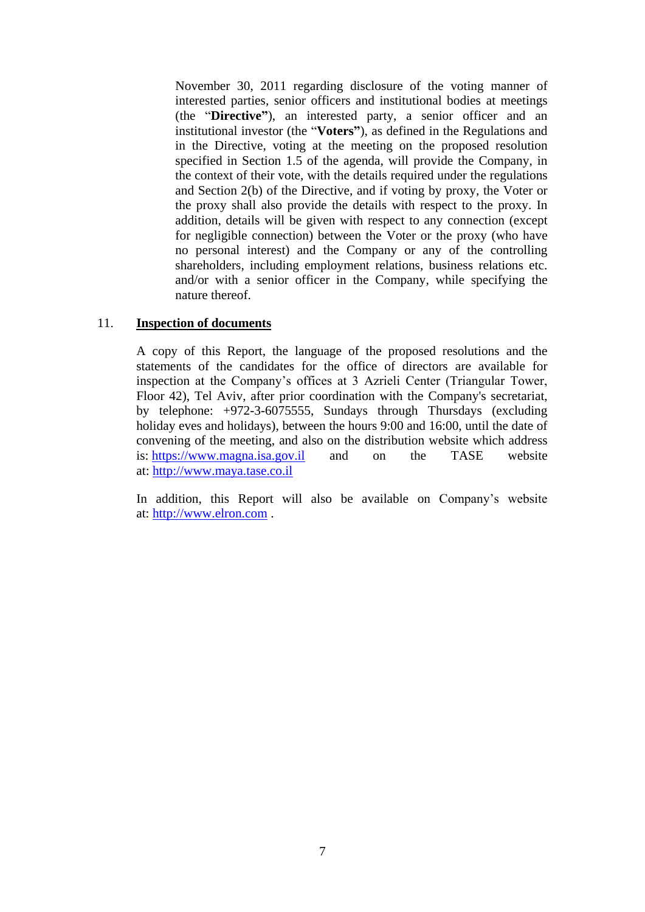November 30, 2011 regarding disclosure of the voting manner of interested parties, senior officers and institutional bodies at meetings (the "**Directive**"), an interested party, a senior officer and an institutional investor (the "**Voters**"), as defined in the Regulations and in the Directive, voting at the meeting on the proposed resolution specified in Section 1.5 of the agenda, will provide the Company, in the context of their vote, with the details required under the regulations and Section 2(b) of the Directive, and if voting by proxy, the Voter or the proxy shall also provide the details with respect to the proxy. In addition, details will be given with respect to any connection (except for negligible connection) between the Voter or the proxy (who have no personal interest) and the Company or any of the controlling shareholders, including employment relations, business relations etc. and/or with a senior officer in the Company, while specifying the nature thereof.

## 11. Inspection of documents

A copy of this Report, the language of the proposed resolutions and the statements of the candidates for the office of directors are available for inspection at the Company's offices at 3 Azrieli Center (Triangular Tower, Floor 42), Tel Aviv, after prior coordination with the Company's secretariat, by telephone: +972-3-6075555, Sundays through Thursdays (excluding holiday eves and holidays), between the hours 9:00 and 16:00, until the date of convening of the meeting, and also on the distribution website which address is: https://www.magna.isa.gov.il and on the TASE website at: http://www.maya.tase.co.il

In addition, this Report will also be available on Company's website at: http://www.elron.com .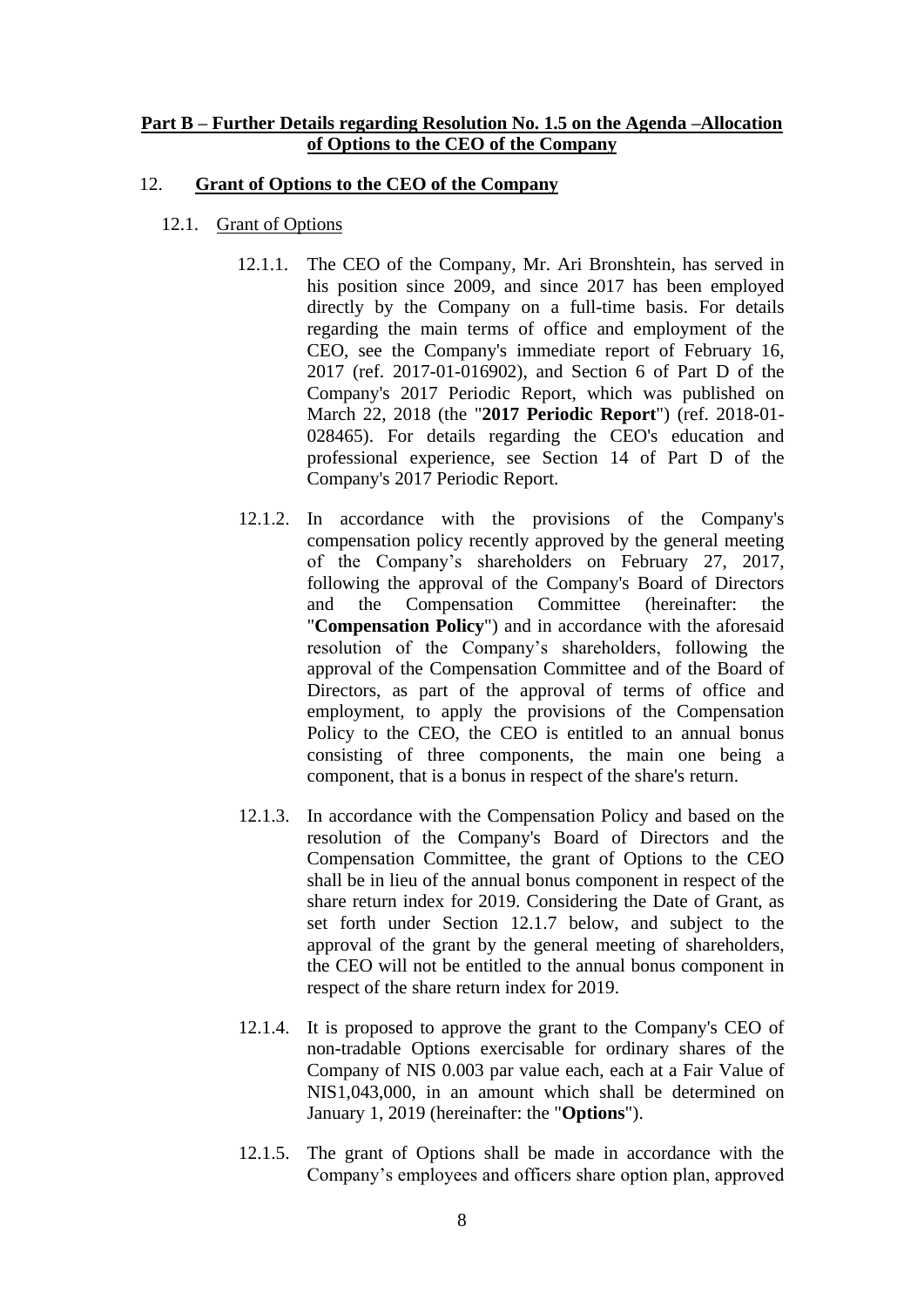**Part B – Further Details regarding Resolution No. 1.5 on the Agenda –Allocation of Options to the CEO of the Company**

12. **Grant of Options to the CEO of the Company**

12.1. Grant of Options

12.1.1. The CEO of the Company, Mr. Ari Bronshtein, has served in his position since 2009, and since 2017 has been employed directly by the Company on a full-time basis. For details regarding the main terms of office and employment of the CEO, see the Company's immediate report of February 16, 2017 (ref. 2017-01-016902), and Section 6 of Part D of the Company's 2017 Periodic Report, which was published on March 22, 2018 (the "**2017 Periodic Report**") (ref. 2018-01-028465). For details regarding the CEO's education and professional experience, see Section 14 of Part D of the Company's 2017 Periodic Report.

12.1.2. In accordance with the provisions of the Company's compensation policy recently approved by the general meeting of the Company's shareholders on February 27, 2017, following the approval of the Company's Board of Directors and the Compensation Committee (hereinafter: the "**Compensation Policy**") and in accordance with the aforesaid resolution of the Company's shareholders, following the approval of the Compensation Committee and of the Board of Directors, as part of the approval of terms of office and employment, to apply the provisions of the Compensation Policy to the CEO, the CEO is entitled to an annual bonus consisting of three components, the main one being a component, that is a bonus in respect of the share's return.

12.1.3. In accordance with the Compensation Policy and based on the resolution of the Company's Board of Directors and the Compensation Committee, the grant of Options to the CEO shall be in lieu of the annual bonus component in respect of the share return index for 2019. Considering the Date of Grant, as set forth under Section 12.1.7 below, and subject to the approval of the grant by the general meeting of shareholders, the CEO will not be entitled to the annual bonus component in respect of the share return index for 2019.

12.1.4. It is proposed to approve the grant to the Company's CEO of non-tradable Options exercisable for ordinary shares of the Company of NIS 0.003 par value each, each at a Fair Value of NIS1,043,000, in an amount which shall be determined on January 1, 2019 (hereinafter: the "**Options**").

12.1.5. The grant of Options shall be made in accordance with the Company's employees and officers share option plan, approved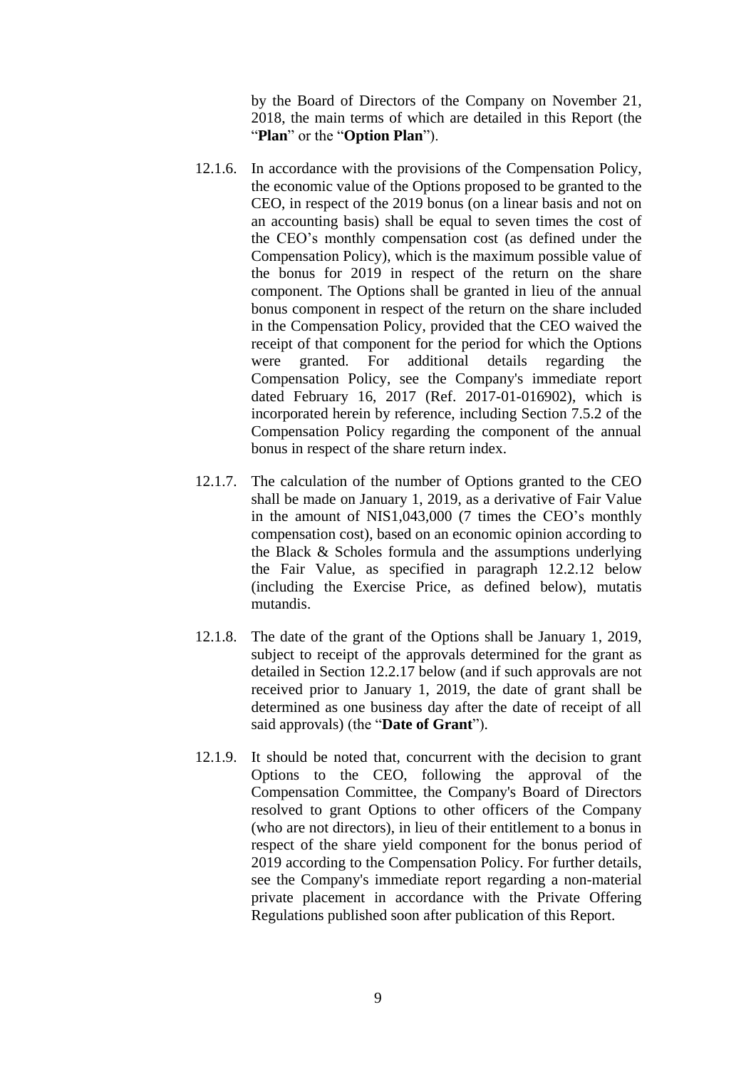by the Board of Directors of the Company on November 21, 2018, the main terms of which are detailed in this Report (the "**Plan**" or the "**Option Plan**").

12.1.6. In accordance with the provisions of the Compensation Policy, the economic value of the Options proposed to be granted to the CEO, in respect of the 2019 bonus (on a linear basis and not on an accounting basis) shall be equal to seven times the cost of the CEO's monthly compensation cost (as defined under the Compensation Policy), which is the maximum possible value of the bonus for 2019 in respect of the return on the share component. The Options shall be granted in lieu of the annual bonus component in respect of the return on the share included in the Compensation Policy, provided that the CEO waived the receipt of that component for the period for which the Options were granted. For additional details regarding the Compensation Policy, see the Company's immediate report dated February 16, 2017 (Ref. 2017-01-016902), which is incorporated herein by reference, including Section 7.5.2 of the Compensation Policy regarding the component of the annual bonus in respect of the share return index.

12.1.7. The calculation of the number of Options granted to the CEO shall be made on January 1, 2019, as a derivative of Fair Value in the amount of NIS1,043,000 (7 times the CEO's monthly compensation cost), based on an economic opinion according to the Black & Scholes formula and the assumptions underlying the Fair Value, as specified in paragraph 12.2.12 below (including the Exercise Price, as defined below), mutatis mutandis.

12.1.8. The date of the grant of the Options shall be January 1, 2019, subject to receipt of the approvals determined for the grant as detailed in Section 12.2.17 below (and if such approvals are not received prior to January 1, 2019, the date of grant shall be determined as one business day after the date of receipt of all said approvals) (the "**Date of Grant**").

12.1.9. It should be noted that, concurrent with the decision to grant Options to the CEO, following the approval of the Compensation Committee, the Company's Board of Directors resolved to grant Options to other officers of the Company (who are not directors), in lieu of their entitlement to a bonus in respect of the share yield component for the bonus period of 2019 according to the Compensation Policy. For further details, see the Company's immediate report regarding a non-material private placement in accordance with the Private Offering Regulations published soon after publication of this Report.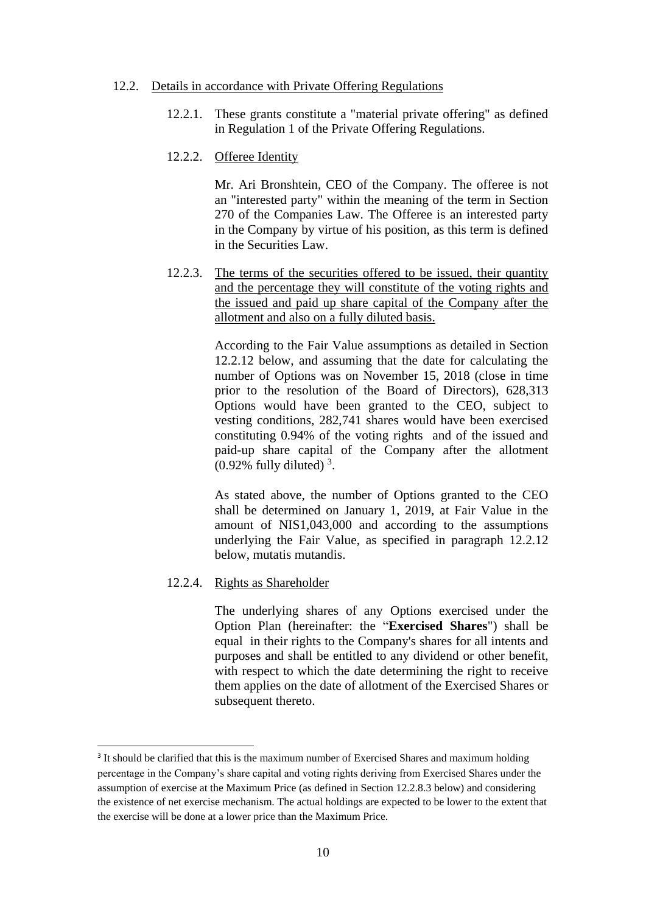12.2. Details in accordance with Private Offering Regulations

12.2.1. These grants constitute a "material private offering" as defined in Regulation 1 of the Private Offering Regulations.

12.2.2. Offeree Identity

Mr. Ari Bronshtein, CEO of the Company. The offeree is not an "interested party" within the meaning of the term in Section 270 of the Companies Law. The Offeree is an interested party in the Company by virtue of his position, as this term is defined in the Securities Law.

12.2.3. The terms of the securities offered to be issued, their quantity and the percentage they will constitute of the voting rights and the issued and paid up share capital of the Company after the allotment and also on a fully diluted basis.

According to the Fair Value assumptions as detailed in Section 12.2.12 below, and assuming that the date for calculating the number of Options was on November 15, 2018 (close in time prior to the resolution of the Board of Directors), 628,313 Options would have been granted to the CEO, subject to vesting conditions, 282,741 shares would have been exercised constituting 0.94% of the voting rights and of the issued and paid-up share capital of the Company after the allotment (0.92% fully diluted) [3].

As stated above, the number of Options granted to the CEO shall be determined on January 1, 2019, at Fair Value in the amount of NIS1,043,000 and according to the assumptions underlying the Fair Value, as specified in paragraph 12.2.12 below, mutatis mutandis.

12.2.4. Rights as Shareholder

The underlying shares of any Options exercised under the Option Plan (hereinafter: the "**Exercised Shares**") shall be equal in their rights to the Company's shares for all intents and purposes and shall be entitled to any dividend or other benefit, with respect to which the date determining the right to receive them applies on the date of allotment of the Exercised Shares or subsequent thereto.

---

[3] It should be clarified that this is the maximum number of Exercised Shares and maximum holding percentage in the Company's share capital and voting rights deriving from Exercised Shares under the assumption of exercise at the Maximum Price (as defined in Section 12.2.8.3 below) and considering the existence of net exercise mechanism. The actual holdings are expected to be lower to the extent that the exercise will be done at a lower price than the Maximum Price.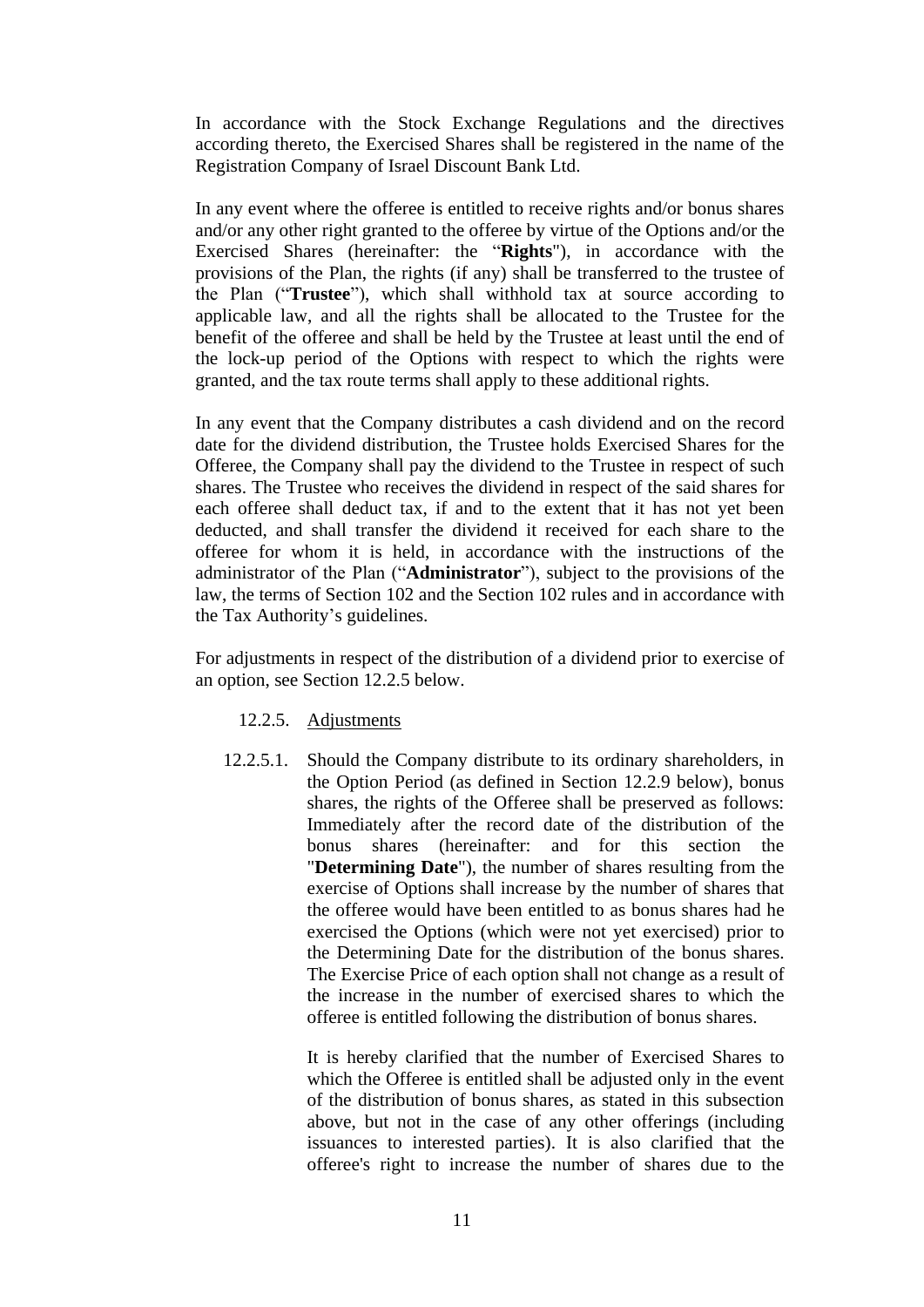In accordance with the Stock Exchange Regulations and the directives according thereto, the Exercised Shares shall be registered in the name of the Registration Company of Israel Discount Bank Ltd.

In any event where the offeree is entitled to receive rights and/or bonus shares and/or any other right granted to the offeree by virtue of the Options and/or the Exercised Shares (hereinafter: the "**Rights**"), in accordance with the provisions of the Plan, the rights (if any) shall be transferred to the trustee of the Plan ("**Trustee**"), which shall withhold tax at source according to applicable law, and all the rights shall be allocated to the Trustee for the benefit of the offeree and shall be held by the Trustee at least until the end of the lock-up period of the Options with respect to which the rights were granted, and the tax route terms shall apply to these additional rights.

In any event that the Company distributes a cash dividend and on the record date for the dividend distribution, the Trustee holds Exercised Shares for the Offeree, the Company shall pay the dividend to the Trustee in respect of such shares. The Trustee who receives the dividend in respect of the said shares for each offeree shall deduct tax, if and to the extent that it has not yet been deducted, and shall transfer the dividend it received for each share to the offeree for whom it is held, in accordance with the instructions of the administrator of the Plan ("**Administrator**"), subject to the provisions of the law, the terms of Section 102 and the Section 102 rules and in accordance with the Tax Authority's guidelines.

For adjustments in respect of the distribution of a dividend prior to exercise of an option, see Section 12.2.5 below.

12.2.5. <u>Adjustments</u>

12.2.5.1. Should the Company distribute to its ordinary shareholders, in the Option Period (as defined in Section 12.2.9 below), bonus shares, the rights of the Offeree shall be preserved as follows: Immediately after the record date of the distribution of the bonus shares (hereinafter: and for this section the "**Determining Date**"), the number of shares resulting from the exercise of Options shall increase by the number of shares that the offeree would have been entitled to as bonus shares had he exercised the Options (which were not yet exercised) prior to the Determining Date for the distribution of the bonus shares. The Exercise Price of each option shall not change as a result of the increase in the number of exercised shares to which the offeree is entitled following the distribution of bonus shares.

It is hereby clarified that the number of Exercised Shares to which the Offeree is entitled shall be adjusted only in the event of the distribution of bonus shares, as stated in this subsection above, but not in the case of any other offerings (including issuances to interested parties). It is also clarified that the offeree's right to increase the number of shares due to the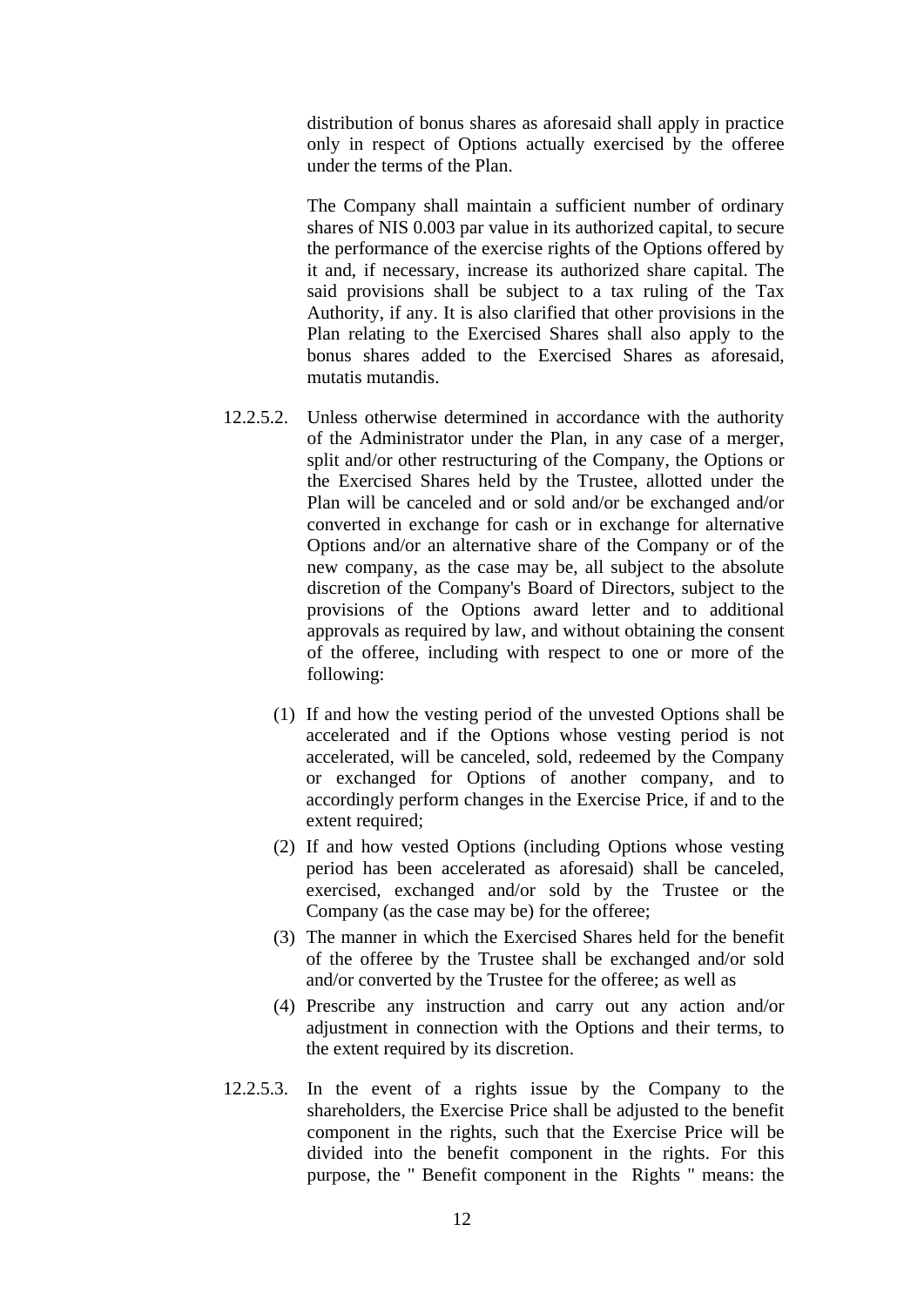distribution of bonus shares as aforesaid shall apply in practice only in respect of Options actually exercised by the offeree under the terms of the Plan.

The Company shall maintain a sufficient number of ordinary shares of NIS 0.003 par value in its authorized capital, to secure the performance of the exercise rights of the Options offered by it and, if necessary, increase its authorized share capital. The said provisions shall be subject to a tax ruling of the Tax Authority, if any. It is also clarified that other provisions in the Plan relating to the Exercised Shares shall also apply to the bonus shares added to the Exercised Shares as aforesaid, mutatis mutandis.

12.2.5.2. Unless otherwise determined in accordance with the authority of the Administrator under the Plan, in any case of a merger, split and/or other restructuring of the Company, the Options or the Exercised Shares held by the Trustee, allotted under the Plan will be canceled and or sold and/or be exchanged and/or converted in exchange for cash or in exchange for alternative Options and/or an alternative share of the Company or of the new company, as the case may be, all subject to the absolute discretion of the Company's Board of Directors, subject to the provisions of the Options award letter and to additional approvals as required by law, and without obtaining the consent of the offeree, including with respect to one or more of the following:

(1) If and how the vesting period of the unvested Options shall be accelerated and if the Options whose vesting period is not accelerated, will be canceled, sold, redeemed by the Company or exchanged for Options of another company, and to accordingly perform changes in the Exercise Price, if and to the extent required;

(2) If and how vested Options (including Options whose vesting period has been accelerated as aforesaid) shall be canceled, exercised, exchanged and/or sold by the Trustee or the Company (as the case may be) for the offeree;

(3) The manner in which the Exercised Shares held for the benefit of the offeree by the Trustee shall be exchanged and/or sold and/or converted by the Trustee for the offeree; as well as

(4) Prescribe any instruction and carry out any action and/or adjustment in connection with the Options and their terms, to the extent required by its discretion.

12.2.5.3. In the event of a rights issue by the Company to the shareholders, the Exercise Price shall be adjusted to the benefit component in the rights, such that the Exercise Price will be divided into the benefit component in the rights. For this purpose, the " Benefit component in the Rights " means: the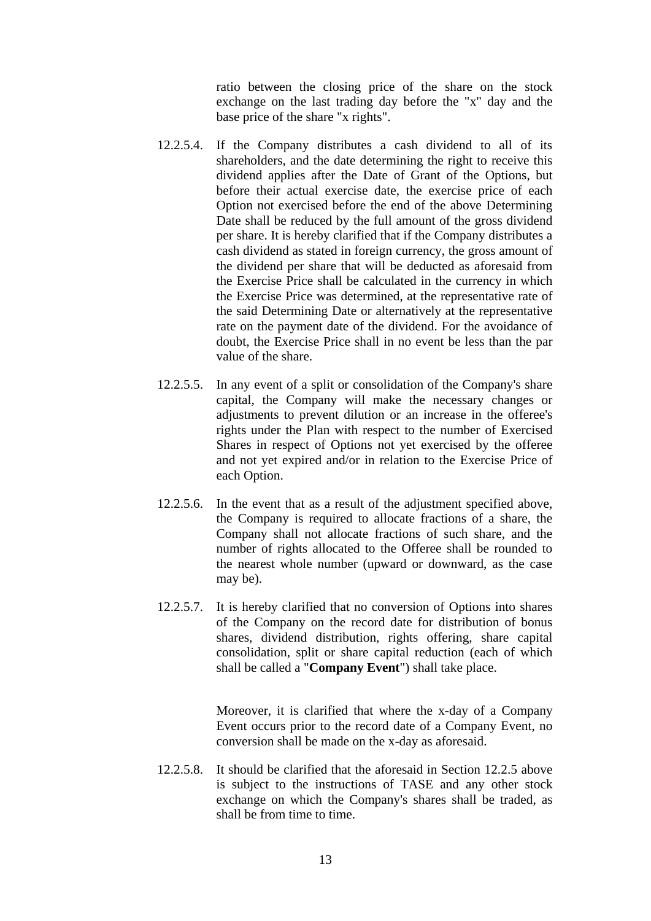ratio between the closing price of the share on the stock exchange on the last trading day before the "x" day and the base price of the share "x rights".

12.2.5.4. If the Company distributes a cash dividend to all of its shareholders, and the date determining the right to receive this dividend applies after the Date of Grant of the Options, but before their actual exercise date, the exercise price of each Option not exercised before the end of the above Determining Date shall be reduced by the full amount of the gross dividend per share. It is hereby clarified that if the Company distributes a cash dividend as stated in foreign currency, the gross amount of the dividend per share that will be deducted as aforesaid from the Exercise Price shall be calculated in the currency in which the Exercise Price was determined, at the representative rate of the said Determining Date or alternatively at the representative rate on the payment date of the dividend. For the avoidance of doubt, the Exercise Price shall in no event be less than the par value of the share.

12.2.5.5. In any event of a split or consolidation of the Company's share capital, the Company will make the necessary changes or adjustments to prevent dilution or an increase in the offeree's rights under the Plan with respect to the number of Exercised Shares in respect of Options not yet exercised by the offeree and not yet expired and/or in relation to the Exercise Price of each Option.

12.2.5.6. In the event that as a result of the adjustment specified above, the Company is required to allocate fractions of a share, the Company shall not allocate fractions of such share, and the number of rights allocated to the Offeree shall be rounded to the nearest whole number (upward or downward, as the case may be).

12.2.5.7. It is hereby clarified that no conversion of Options into shares of the Company on the record date for distribution of bonus shares, dividend distribution, rights offering, share capital consolidation, split or share capital reduction (each of which shall be called a "**Company Event**") shall take place.

Moreover, it is clarified that where the x-day of a Company Event occurs prior to the record date of a Company Event, no conversion shall be made on the x-day as aforesaid.

12.2.5.8. It should be clarified that the aforesaid in Section 12.2.5 above is subject to the instructions of TASE and any other stock exchange on which the Company's shares shall be traded, as shall be from time to time.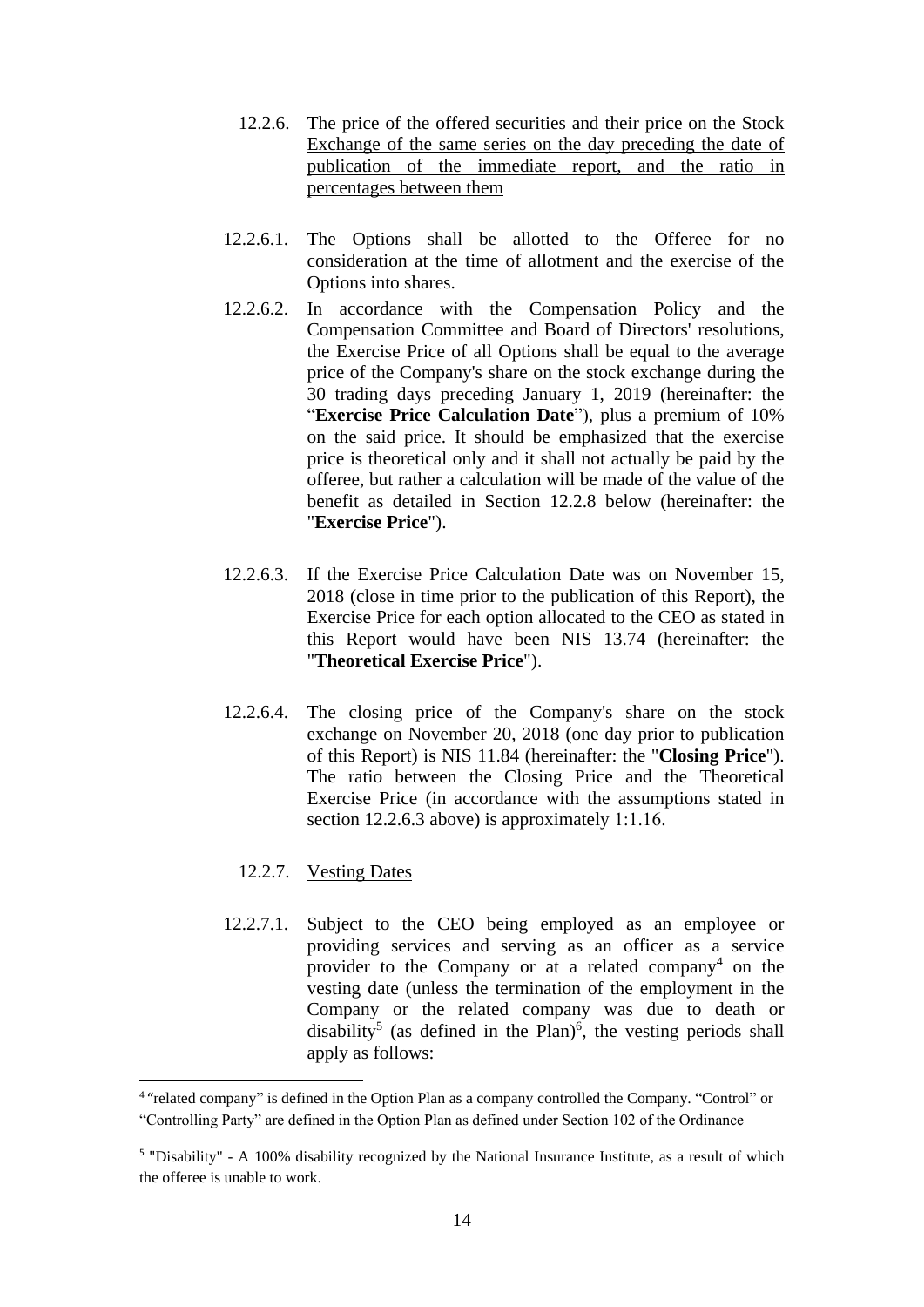12.2.6. <u>The price of the offered securities and their price on the Stock Exchange of the same series on the day preceding the date of publication of the immediate report, and the ratio in percentages between them</u>

12.2.6.1. The Options shall be allotted to the Offeree for no consideration at the time of allotment and the exercise of the Options into shares.

12.2.6.2. In accordance with the Compensation Policy and the Compensation Committee and Board of Directors' resolutions, the Exercise Price of all Options shall be equal to the average price of the Company's share on the stock exchange during the 30 trading days preceding January 1, 2019 (hereinafter: the "**Exercise Price Calculation Date**"), plus a premium of 10% on the said price. It should be emphasized that the exercise price is theoretical only and it shall not actually be paid by the offeree, but rather a calculation will be made of the value of the benefit as detailed in Section 12.2.8 below (hereinafter: the "**Exercise Price**").

12.2.6.3. If the Exercise Price Calculation Date was on November 15, 2018 (close in time prior to the publication of this Report), the Exercise Price for each option allocated to the CEO as stated in this Report would have been NIS 13.74 (hereinafter: the "**Theoretical Exercise Price**").

12.2.6.4. The closing price of the Company's share on the stock exchange on November 20, 2018 (one day prior to publication of this Report) is NIS 11.84 (hereinafter: the "**Closing Price**"). The ratio between the Closing Price and the Theoretical Exercise Price (in accordance with the assumptions stated in section 12.2.6.3 above) is approximately 1:1.16.

12.2.7. <u>Vesting Dates</u>

12.2.7.1. Subject to the CEO being employed as an employee or providing services and serving as an officer as a service provider to the Company or at a related company[4] on the vesting date (unless the termination of the employment in the Company or the related company was due to death or disability[5] (as defined in the Plan)[6], the vesting periods shall apply as follows:

---

[4] "related company" is defined in the Option Plan as a company controlled the Company. "Control" or "Controlling Party" are defined in the Option Plan as defined under Section 102 of the Ordinance

[5] "Disability" - A 100% disability recognized by the National Insurance Institute, as a result of which the offeree is unable to work.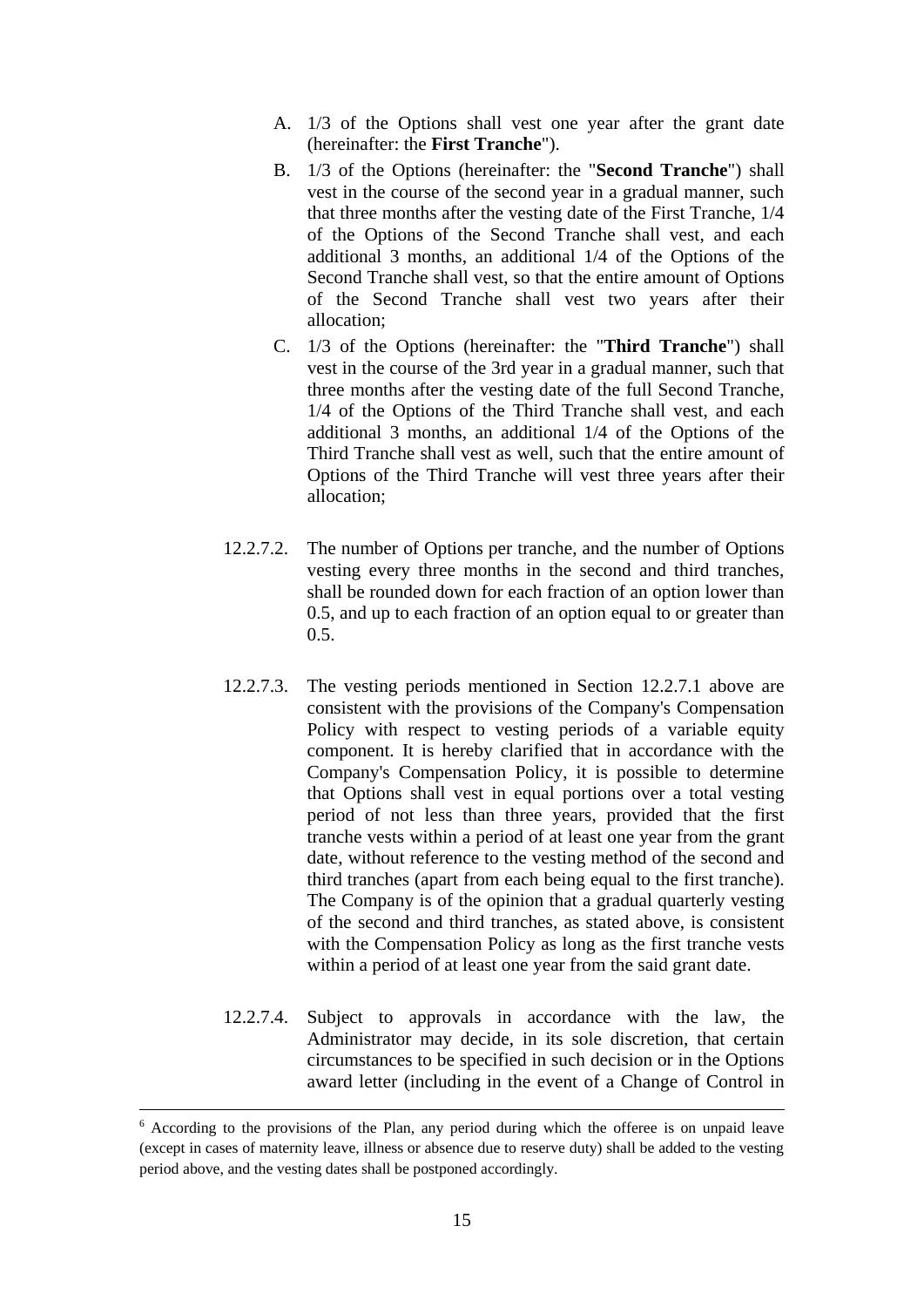A. 1/3 of the Options shall vest one year after the grant date (hereinafter: the **First Tranche**").

B. 1/3 of the Options (hereinafter: the "**Second Tranche**") shall vest in the course of the second year in a gradual manner, such that three months after the vesting date of the First Tranche, 1/4 of the Options of the Second Tranche shall vest, and each additional 3 months, an additional 1/4 of the Options of the Second Tranche shall vest, so that the entire amount of Options of the Second Tranche shall vest two years after their allocation;

C. 1/3 of the Options (hereinafter: the "**Third Tranche**") shall vest in the course of the 3rd year in a gradual manner, such that three months after the vesting date of the full Second Tranche, 1/4 of the Options of the Third Tranche shall vest, and each additional 3 months, an additional 1/4 of the Options of the Third Tranche shall vest as well, such that the entire amount of Options of the Third Tranche will vest three years after their allocation;

12.2.7.2. The number of Options per tranche, and the number of Options vesting every three months in the second and third tranches, shall be rounded down for each fraction of an option lower than 0.5, and up to each fraction of an option equal to or greater than 0.5.

12.2.7.3. The vesting periods mentioned in Section 12.2.7.1 above are consistent with the provisions of the Company's Compensation Policy with respect to vesting periods of a variable equity component. It is hereby clarified that in accordance with the Company's Compensation Policy, it is possible to determine that Options shall vest in equal portions over a total vesting period of not less than three years, provided that the first tranche vests within a period of at least one year from the grant date, without reference to the vesting method of the second and third tranches (apart from each being equal to the first tranche). The Company is of the opinion that a gradual quarterly vesting of the second and third tranches, as stated above, is consistent with the Compensation Policy as long as the first tranche vests within a period of at least one year from the said grant date.

12.2.7.4. Subject to approvals in accordance with the law, the Administrator may decide, in its sole discretion, that certain circumstances to be specified in such decision or in the Options award letter (including in the event of a Change of Control in

---

[6] According to the provisions of the Plan, any period during which the offeree is on unpaid leave (except in cases of maternity leave, illness or absence due to reserve duty) shall be added to the vesting period above, and the vesting dates shall be postponed accordingly.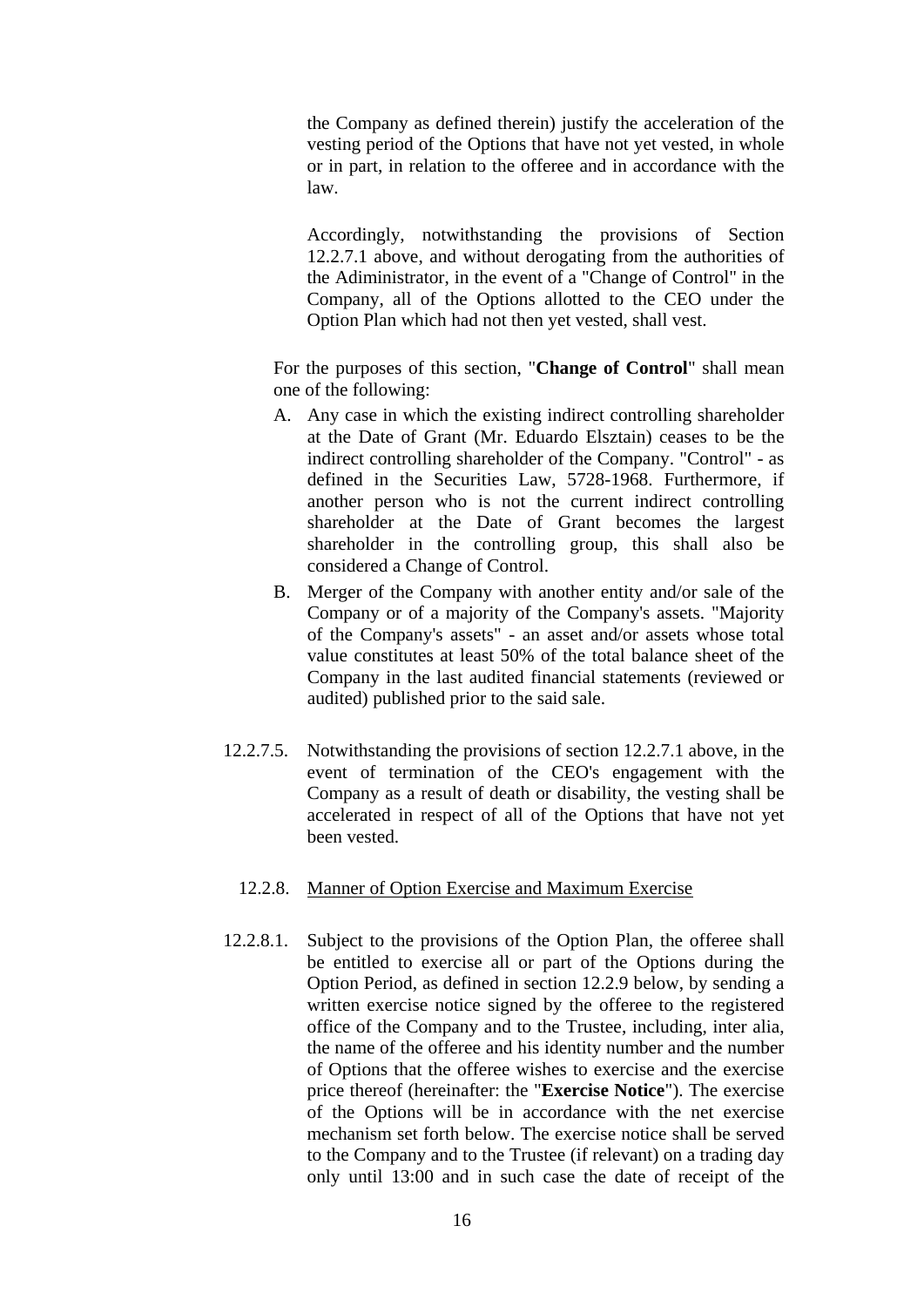the Company as defined therein) justify the acceleration of the vesting period of the Options that have not yet vested, in whole or in part, in relation to the offeree and in accordance with the law.

Accordingly, notwithstanding the provisions of Section 12.2.7.1 above, and without derogating from the authorities of the Adiministrator, in the event of a "Change of Control" in the Company, all of the Options allotted to the CEO under the Option Plan which had not then yet vested, shall vest.

For the purposes of this section, "**Change of Control**" shall mean one of the following:

A. Any case in which the existing indirect controlling shareholder at the Date of Grant (Mr. Eduardo Elsztain) ceases to be the indirect controlling shareholder of the Company. "Control" - as defined in the Securities Law, 5728-1968. Furthermore, if another person who is not the current indirect controlling shareholder at the Date of Grant becomes the largest shareholder in the controlling group, this shall also be considered a Change of Control.

B. Merger of the Company with another entity and/or sale of the Company or of a majority of the Company's assets. "Majority of the Company's assets" - an asset and/or assets whose total value constitutes at least 50% of the total balance sheet of the Company in the last audited financial statements (reviewed or audited) published prior to the said sale.

12.2.7.5. Notwithstanding the provisions of section 12.2.7.1 above, in the event of termination of the CEO's engagement with the Company as a result of death or disability, the vesting shall be accelerated in respect of all of the Options that have not yet been vested.

12.2.8. Manner of Option Exercise and Maximum Exercise

12.2.8.1. Subject to the provisions of the Option Plan, the offeree shall be entitled to exercise all or part of the Options during the Option Period, as defined in section 12.2.9 below, by sending a written exercise notice signed by the offeree to the registered office of the Company and to the Trustee, including, inter alia, the name of the offeree and his identity number and the number of Options that the offeree wishes to exercise and the exercise price thereof (hereinafter: the "**Exercise Notice**"). The exercise of the Options will be in accordance with the net exercise mechanism set forth below. The exercise notice shall be served to the Company and to the Trustee (if relevant) on a trading day only until 13:00 and in such case the date of receipt of the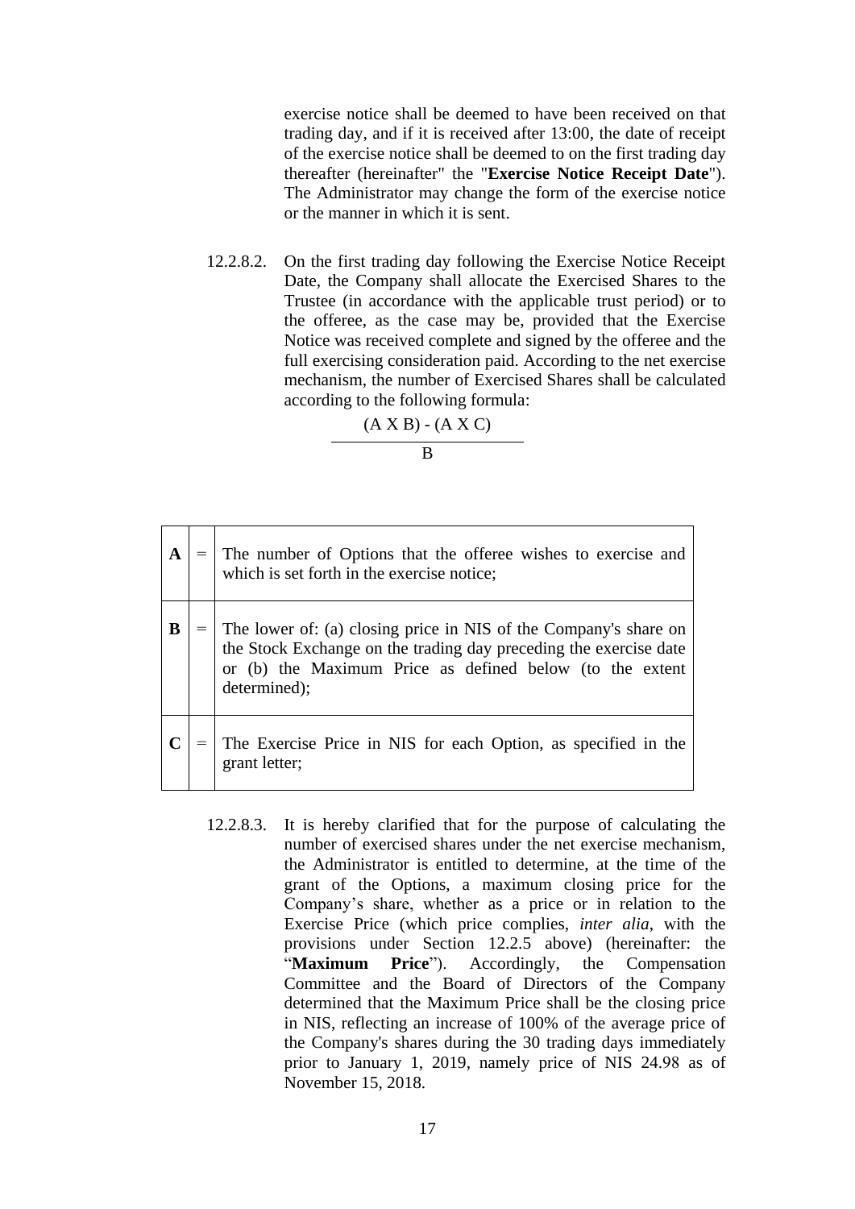exercise notice shall be deemed to have been received on that trading day, and if it is received after 13:00, the date of receipt of the exercise notice shall be deemed to on the first trading day thereafter (hereinafter" the "**Exercise Notice Receipt Date**"). The Administrator may change the form of the exercise notice or the manner in which it is sent.

12.2.8.2. On the first trading day following the Exercise Notice Receipt Date, the Company shall allocate the Exercised Shares to the Trustee (in accordance with the applicable trust period) or to the offeree, as the case may be, provided that the Exercise Notice was received complete and signed by the offeree and the full exercising consideration paid. According to the net exercise mechanism, the number of Exercised Shares shall be calculated according to the following formula:

$$\frac{(A \times B) - (A \times C)}{B}$$

| | | |
|---|---|---|
| **A** | = | The number of Options that the offeree wishes to exercise and which is set forth in the exercise notice; |
| **B** | = | The lower of: (a) closing price in NIS of the Company's share on the Stock Exchange on the trading day preceding the exercise date or (b) the Maximum Price as defined below (to the extent determined); |
| **C** | = | The Exercise Price in NIS for each Option, as specified in the grant letter; |

12.2.8.3. It is hereby clarified that for the purpose of calculating the number of exercised shares under the net exercise mechanism, the Administrator is entitled to determine, at the time of the grant of the Options, a maximum closing price for the Company's share, whether as a price or in relation to the Exercise Price (which price complies, *inter alia*, with the provisions under Section 12.2.5 above) (hereinafter: the "**Maximum Price**"). Accordingly, the Compensation Committee and the Board of Directors of the Company determined that the Maximum Price shall be the closing price in NIS, reflecting an increase of 100% of the average price of the Company's shares during the 30 trading days immediately prior to January 1, 2019, namely price of NIS 24.98 as of November 15, 2018.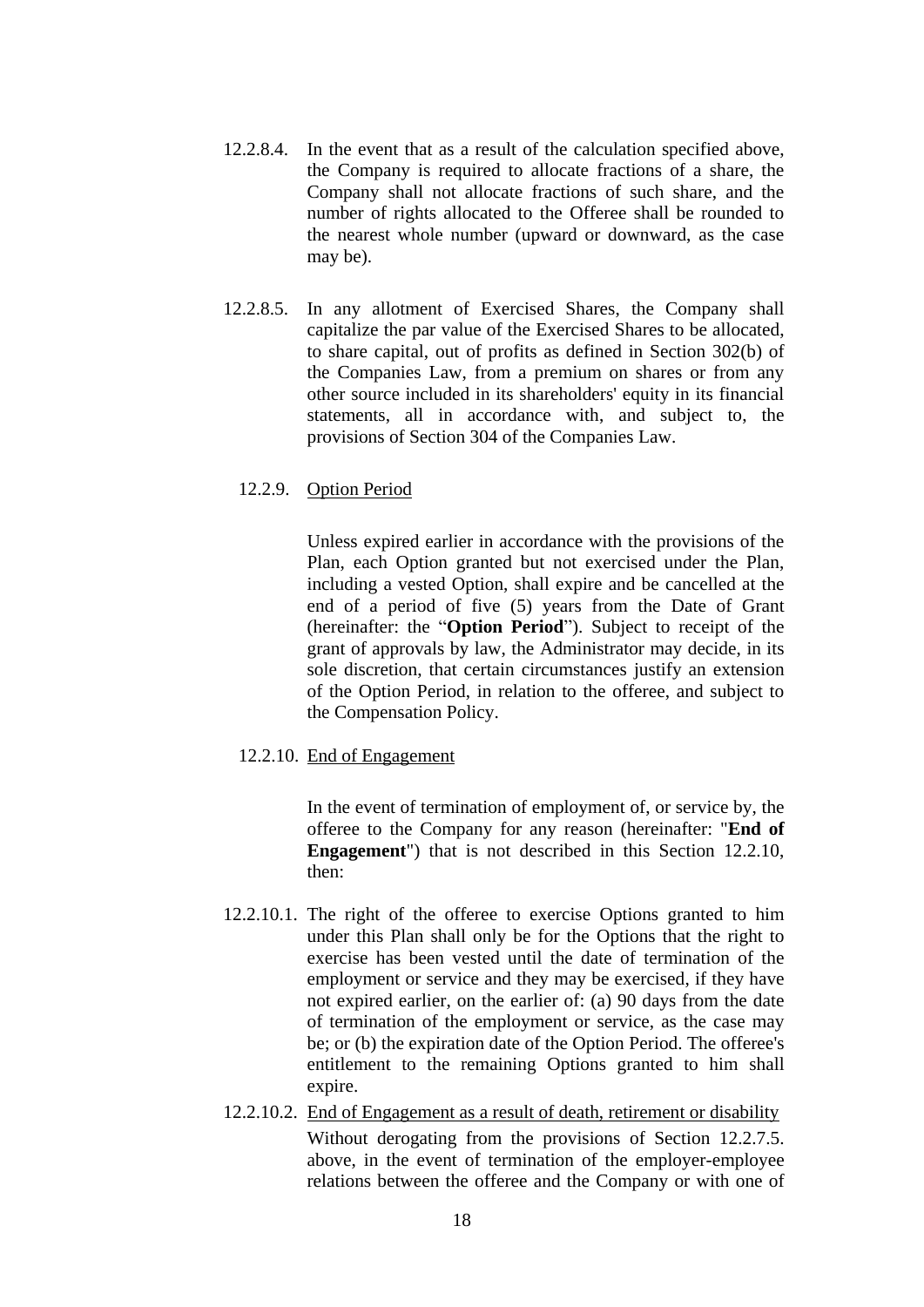12.2.8.4. In the event that as a result of the calculation specified above, the Company is required to allocate fractions of a share, the Company shall not allocate fractions of such share, and the number of rights allocated to the Offeree shall be rounded to the nearest whole number (upward or downward, as the case may be).

12.2.8.5. In any allotment of Exercised Shares, the Company shall capitalize the par value of the Exercised Shares to be allocated, to share capital, out of profits as defined in Section 302(b) of the Companies Law, from a premium on shares or from any other source included in its shareholders' equity in its financial statements, all in accordance with, and subject to, the provisions of Section 304 of the Companies Law.

12.2.9. Option Period

Unless expired earlier in accordance with the provisions of the Plan, each Option granted but not exercised under the Plan, including a vested Option, shall expire and be cancelled at the end of a period of five (5) years from the Date of Grant (hereinafter: the "**Option Period**"). Subject to receipt of the grant of approvals by law, the Administrator may decide, in its sole discretion, that certain circumstances justify an extension of the Option Period, in relation to the offeree, and subject to the Compensation Policy.

12.2.10. End of Engagement

In the event of termination of employment of, or service by, the offeree to the Company for any reason (hereinafter: "**End of Engagement**") that is not described in this Section 12.2.10, then:

12.2.10.1. The right of the offeree to exercise Options granted to him under this Plan shall only be for the Options that the right to exercise has been vested until the date of termination of the employment or service and they may be exercised, if they have not expired earlier, on the earlier of: (a) 90 days from the date of termination of the employment or service, as the case may be; or (b) the expiration date of the Option Period. The offeree's entitlement to the remaining Options granted to him shall expire.

12.2.10.2. End of Engagement as a result of death, retirement or disability

Without derogating from the provisions of Section 12.2.7.5. above, in the event of termination of the employer-employee relations between the offeree and the Company or with one of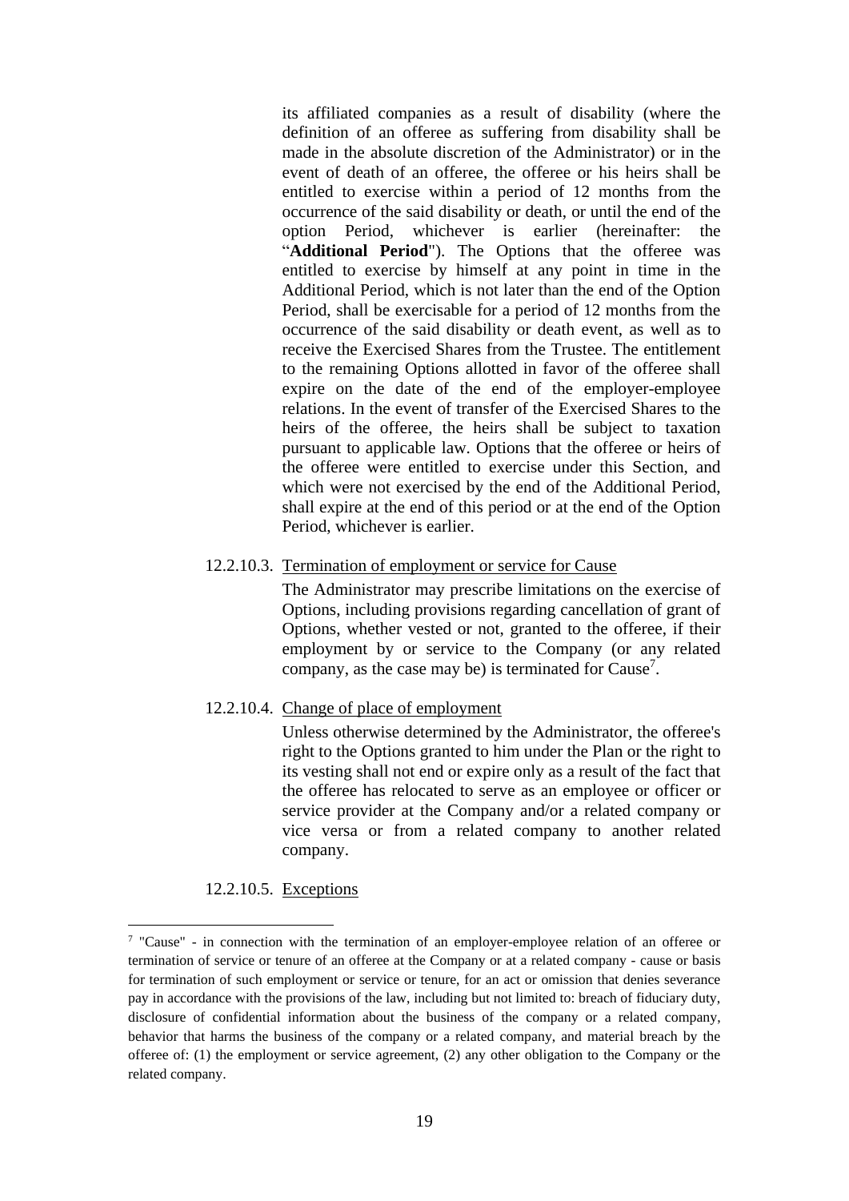its affiliated companies as a result of disability (where the definition of an offeree as suffering from disability shall be made in the absolute discretion of the Administrator) or in the event of death of an offeree, the offeree or his heirs shall be entitled to exercise within a period of 12 months from the occurrence of the said disability or death, or until the end of the option Period, whichever is earlier (hereinafter: the "**Additional Period**"). The Options that the offeree was entitled to exercise by himself at any point in time in the Additional Period, which is not later than the end of the Option Period, shall be exercisable for a period of 12 months from the occurrence of the said disability or death event, as well as to receive the Exercised Shares from the Trustee. The entitlement to the remaining Options allotted in favor of the offeree shall expire on the date of the end of the employer-employee relations. In the event of transfer of the Exercised Shares to the heirs of the offeree, the heirs shall be subject to taxation pursuant to applicable law. Options that the offeree or heirs of the offeree were entitled to exercise under this Section, and which were not exercised by the end of the Additional Period, shall expire at the end of this period or at the end of the Option Period, whichever is earlier.

12.2.10.3. Termination of employment or service for Cause

The Administrator may prescribe limitations on the exercise of Options, including provisions regarding cancellation of grant of Options, whether vested or not, granted to the offeree, if their employment by or service to the Company (or any related company, as the case may be) is terminated for Cause[7].

12.2.10.4. Change of place of employment

Unless otherwise determined by the Administrator, the offeree's right to the Options granted to him under the Plan or the right to its vesting shall not end or expire only as a result of the fact that the offeree has relocated to serve as an employee or officer or service provider at the Company and/or a related company or vice versa or from a related company to another related company.

12.2.10.5. Exceptions

---

[7] "Cause" - in connection with the termination of an employer-employee relation of an offeree or termination of service or tenure of an offeree at the Company or at a related company - cause or basis for termination of such employment or service or tenure, for an act or omission that denies severance pay in accordance with the provisions of the law, including but not limited to: breach of fiduciary duty, disclosure of confidential information about the business of the company or a related company, behavior that harms the business of the company or a related company, and material breach by the offeree of: (1) the employment or service agreement, (2) any other obligation to the Company or the related company.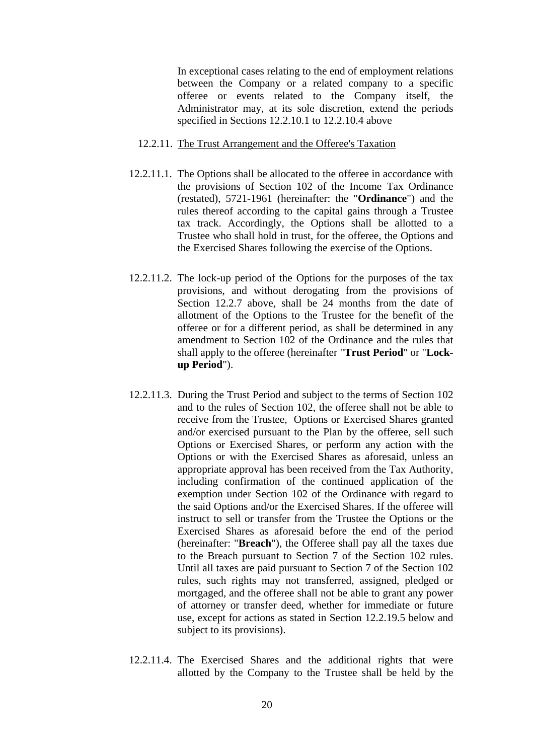In exceptional cases relating to the end of employment relations between the Company or a related company to a specific offeree or events related to the Company itself, the Administrator may, at its sole discretion, extend the periods specified in Sections 12.2.10.1 to 12.2.10.4 above

12.2.11. <u>The Trust Arrangement and the Offeree's Taxation</u>

12.2.11.1. The Options shall be allocated to the offeree in accordance with the provisions of Section 102 of the Income Tax Ordinance (restated), 5721-1961 (hereinafter: the "**Ordinance**") and the rules thereof according to the capital gains through a Trustee tax track. Accordingly, the Options shall be allotted to a Trustee who shall hold in trust, for the offeree, the Options and the Exercised Shares following the exercise of the Options.

12.2.11.2. The lock-up period of the Options for the purposes of the tax provisions, and without derogating from the provisions of Section 12.2.7 above, shall be 24 months from the date of allotment of the Options to the Trustee for the benefit of the offeree or for a different period, as shall be determined in any amendment to Section 102 of the Ordinance and the rules that shall apply to the offeree (hereinafter "**Trust Period**" or "**Lock-up Period**").

12.2.11.3. During the Trust Period and subject to the terms of Section 102 and to the rules of Section 102, the offeree shall not be able to receive from the Trustee, Options or Exercised Shares granted and/or exercised pursuant to the Plan by the offeree, sell such Options or Exercised Shares, or perform any action with the Options or with the Exercised Shares as aforesaid, unless an appropriate approval has been received from the Tax Authority, including confirmation of the continued application of the exemption under Section 102 of the Ordinance with regard to the said Options and/or the Exercised Shares. If the offeree will instruct to sell or transfer from the Trustee the Options or the Exercised Shares as aforesaid before the end of the period (hereinafter: "**Breach**"), the Offeree shall pay all the taxes due to the Breach pursuant to Section 7 of the Section 102 rules. Until all taxes are paid pursuant to Section 7 of the Section 102 rules, such rights may not transferred, assigned, pledged or mortgaged, and the offeree shall not be able to grant any power of attorney or transfer deed, whether for immediate or future use, except for actions as stated in Section 12.2.19.5 below and subject to its provisions).

12.2.11.4. The Exercised Shares and the additional rights that were allotted by the Company to the Trustee shall be held by the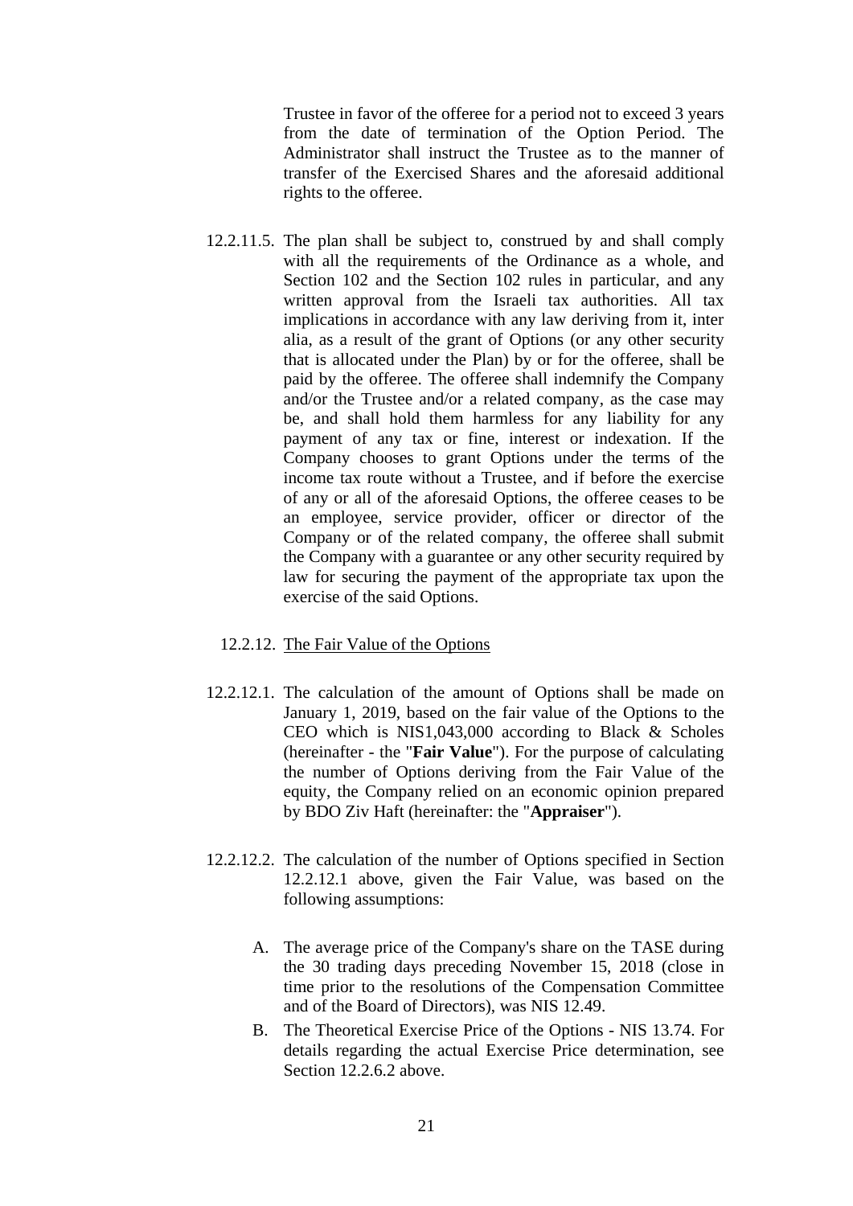Trustee in favor of the offeree for a period not to exceed 3 years from the date of termination of the Option Period. The Administrator shall instruct the Trustee as to the manner of transfer of the Exercised Shares and the aforesaid additional rights to the offeree.

12.2.11.5. The plan shall be subject to, construed by and shall comply with all the requirements of the Ordinance as a whole, and Section 102 and the Section 102 rules in particular, and any written approval from the Israeli tax authorities. All tax implications in accordance with any law deriving from it, inter alia, as a result of the grant of Options (or any other security that is allocated under the Plan) by or for the offeree, shall be paid by the offeree. The offeree shall indemnify the Company and/or the Trustee and/or a related company, as the case may be, and shall hold them harmless for any liability for any payment of any tax or fine, interest or indexation. If the Company chooses to grant Options under the terms of the income tax route without a Trustee, and if before the exercise of any or all of the aforesaid Options, the offeree ceases to be an employee, service provider, officer or director of the Company or of the related company, the offeree shall submit the Company with a guarantee or any other security required by law for securing the payment of the appropriate tax upon the exercise of the said Options.

12.2.12. The Fair Value of the Options

12.2.12.1. The calculation of the amount of Options shall be made on January 1, 2019, based on the fair value of the Options to the CEO which is NIS1,043,000 according to Black & Scholes (hereinafter - the "**Fair Value**"). For the purpose of calculating the number of Options deriving from the Fair Value of the equity, the Company relied on an economic opinion prepared by BDO Ziv Haft (hereinafter: the "**Appraiser**").

12.2.12.2. The calculation of the number of Options specified in Section 12.2.12.1 above, given the Fair Value, was based on the following assumptions:

A. The average price of the Company's share on the TASE during the 30 trading days preceding November 15, 2018 (close in time prior to the resolutions of the Compensation Committee and of the Board of Directors), was NIS 12.49.

B. The Theoretical Exercise Price of the Options - NIS 13.74. For details regarding the actual Exercise Price determination, see Section 12.2.6.2 above.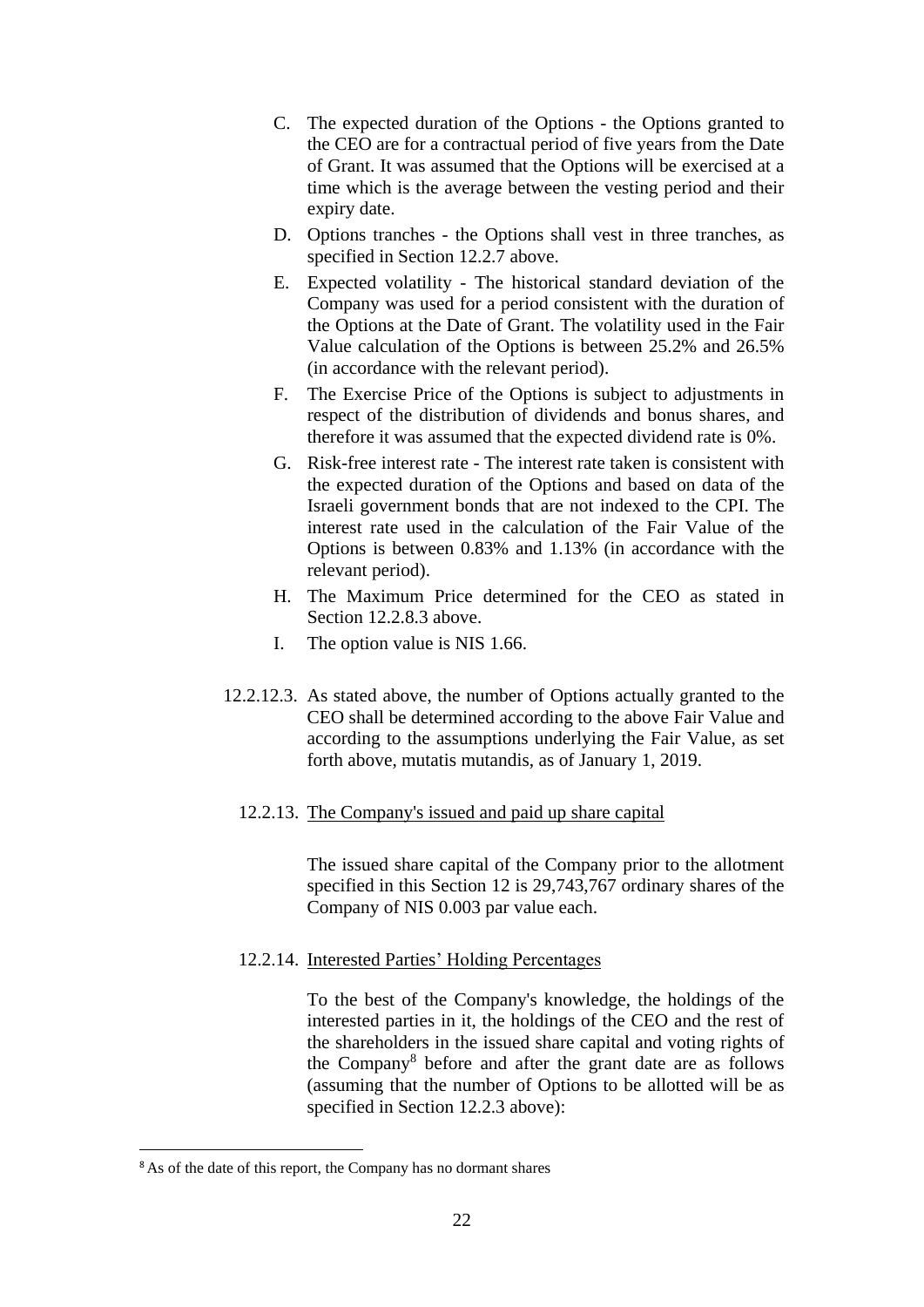C. The expected duration of the Options - the Options granted to the CEO are for a contractual period of five years from the Date of Grant. It was assumed that the Options will be exercised at a time which is the average between the vesting period and their expiry date.

D. Options tranches - the Options shall vest in three tranches, as specified in Section 12.2.7 above.

E. Expected volatility - The historical standard deviation of the Company was used for a period consistent with the duration of the Options at the Date of Grant. The volatility used in the Fair Value calculation of the Options is between 25.2% and 26.5% (in accordance with the relevant period).

F. The Exercise Price of the Options is subject to adjustments in respect of the distribution of dividends and bonus shares, and therefore it was assumed that the expected dividend rate is 0%.

G. Risk-free interest rate - The interest rate taken is consistent with the expected duration of the Options and based on data of the Israeli government bonds that are not indexed to the CPI. The interest rate used in the calculation of the Fair Value of the Options is between 0.83% and 1.13% (in accordance with the relevant period).

H. The Maximum Price determined for the CEO as stated in Section 12.2.8.3 above.

I. The option value is NIS 1.66.

12.2.12.3. As stated above, the number of Options actually granted to the CEO shall be determined according to the above Fair Value and according to the assumptions underlying the Fair Value, as set forth above, mutatis mutandis, as of January 1, 2019.

12.2.13. The Company's issued and paid up share capital

The issued share capital of the Company prior to the allotment specified in this Section 12 is 29,743,767 ordinary shares of the Company of NIS 0.003 par value each.

12.2.14. Interested Parties' Holding Percentages

To the best of the Company's knowledge, the holdings of the interested parties in it, the holdings of the CEO and the rest of the shareholders in the issued share capital and voting rights of the Company[8] before and after the grant date are as follows (assuming that the number of Options to be allotted will be as specified in Section 12.2.3 above):

[8] As of the date of this report, the Company has no dormant shares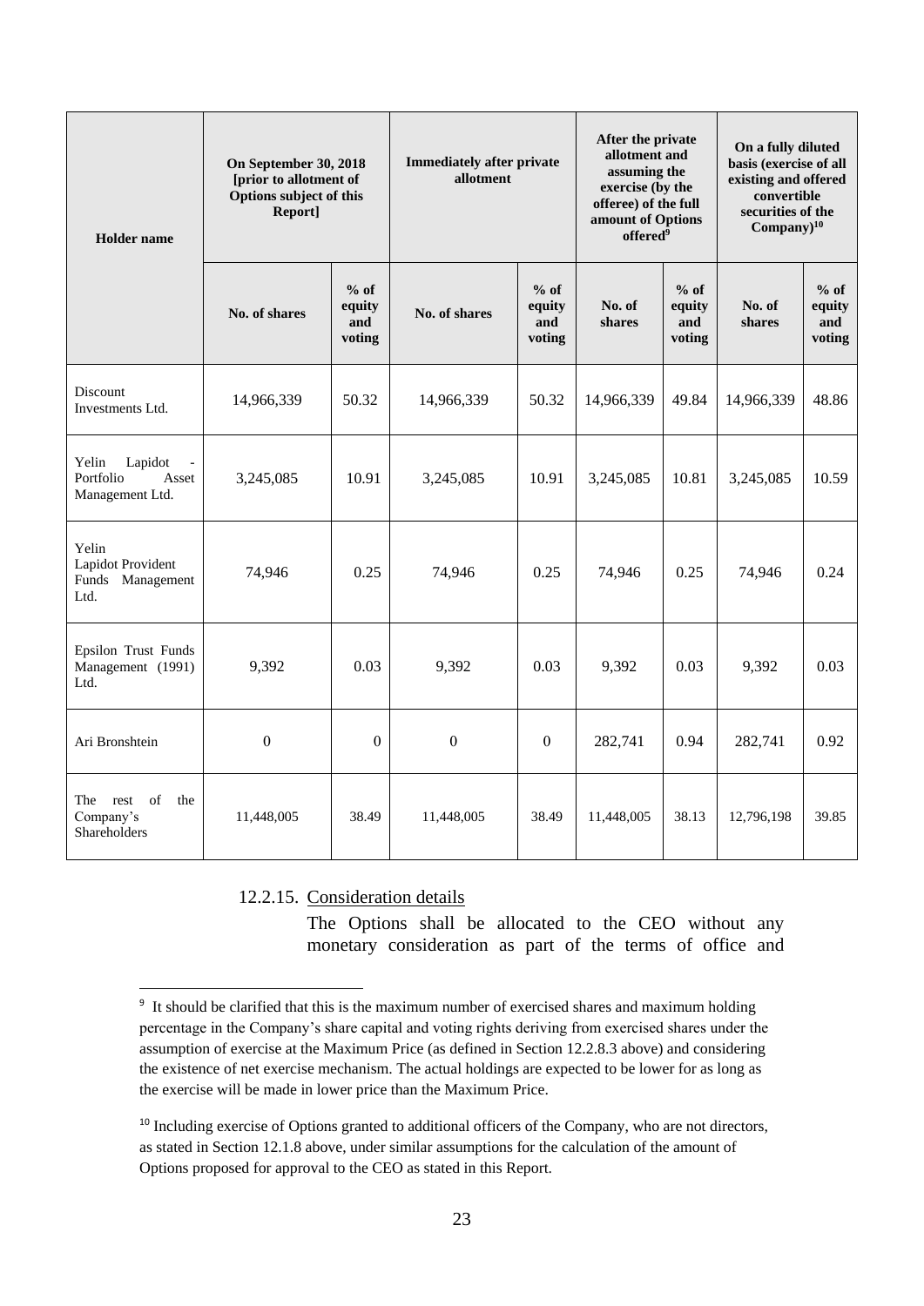| Holder name | On September 30, 2018 [prior to allotment of Options subject of this Report] | | Immediately after private allotment | | After the private allotment and assuming the exercise (by the offeree) of the full amount of Options offered[9] | | On a fully diluted basis (exercise of all existing and offered convertible securities of the Company)[10] | |
|---|---|---|---|---|---|---|---|---|
| | No. of shares | % of equity and voting | No. of shares | % of equity and voting | No. of shares | % of equity and voting | No. of shares | % of equity and voting |
| Discount Investments Ltd. | 14,966,339 | 50.32 | 14,966,339 | 50.32 | 14,966,339 | 49.84 | 14,966,339 | 48.86 |
| Yelin Lapidot - Portfolio Asset Management Ltd. | 3,245,085 | 10.91 | 3,245,085 | 10.91 | 3,245,085 | 10.81 | 3,245,085 | 10.59 |
| Yelin Lapidot Provident Funds Management Ltd. | 74,946 | 0.25 | 74,946 | 0.25 | 74,946 | 0.25 | 74,946 | 0.24 |
| Epsilon Trust Funds Management (1991) Ltd. | 9,392 | 0.03 | 9,392 | 0.03 | 9,392 | 0.03 | 9,392 | 0.03 |
| Ari Bronshtein | 0 | 0 | 0 | 0 | 282,741 | 0.94 | 282,741 | 0.92 |
| The rest of the Company's Shareholders | 11,448,005 | 38.49 | 11,448,005 | 38.49 | 11,448,005 | 38.13 | 12,796,198 | 39.85 |

12.2.15. Consideration details

The Options shall be allocated to the CEO without any monetary consideration as part of the terms of office and

[9] It should be clarified that this is the maximum number of exercised shares and maximum holding percentage in the Company's share capital and voting rights deriving from exercised shares under the assumption of exercise at the Maximum Price (as defined in Section 12.2.8.3 above) and considering the existence of net exercise mechanism. The actual holdings are expected to be lower for as long as the exercise will be made in lower price than the Maximum Price.

[10] Including exercise of Options granted to additional officers of the Company, who are not directors, as stated in Section 12.1.8 above, under similar assumptions for the calculation of the amount of Options proposed for approval to the CEO as stated in this Report.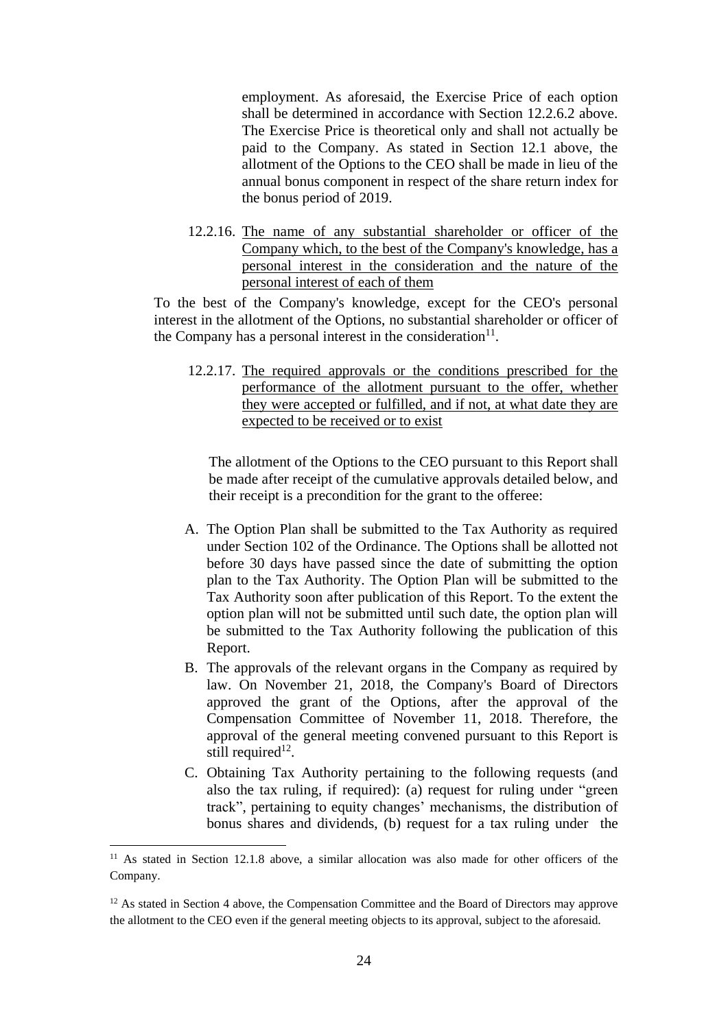employment. As aforesaid, the Exercise Price of each option shall be determined in accordance with Section 12.2.6.2 above. The Exercise Price is theoretical only and shall not actually be paid to the Company. As stated in Section 12.1 above, the allotment of the Options to the CEO shall be made in lieu of the annual bonus component in respect of the share return index for the bonus period of 2019.

12.2.16. <u>The name of any substantial shareholder or officer of the Company which, to the best of the Company's knowledge, has a personal interest in the consideration and the nature of the personal interest of each of them</u>

To the best of the Company's knowledge, except for the CEO's personal interest in the allotment of the Options, no substantial shareholder or officer of the Company has a personal interest in the consideration[11].

12.2.17. <u>The required approvals or the conditions prescribed for the performance of the allotment pursuant to the offer, whether they were accepted or fulfilled, and if not, at what date they are expected to be received or to exist</u>

The allotment of the Options to the CEO pursuant to this Report shall be made after receipt of the cumulative approvals detailed below, and their receipt is a precondition for the grant to the offeree:

A. The Option Plan shall be submitted to the Tax Authority as required under Section 102 of the Ordinance. The Options shall be allotted not before 30 days have passed since the date of submitting the option plan to the Tax Authority. The Option Plan will be submitted to the Tax Authority soon after publication of this Report. To the extent the option plan will not be submitted until such date, the option plan will be submitted to the Tax Authority following the publication of this Report.

B. The approvals of the relevant organs in the Company as required by law. On November 21, 2018, the Company's Board of Directors approved the grant of the Options, after the approval of the Compensation Committee of November 11, 2018. Therefore, the approval of the general meeting convened pursuant to this Report is still required[12].

C. Obtaining Tax Authority pertaining to the following requests (and also the tax ruling, if required): (a) request for ruling under "green track", pertaining to equity changes' mechanisms, the distribution of bonus shares and dividends, (b) request for a tax ruling under the

---

[11] As stated in Section 12.1.8 above, a similar allocation was also made for other officers of the Company.

[12] As stated in Section 4 above, the Compensation Committee and the Board of Directors may approve the allotment to the CEO even if the general meeting objects to its approval, subject to the aforesaid.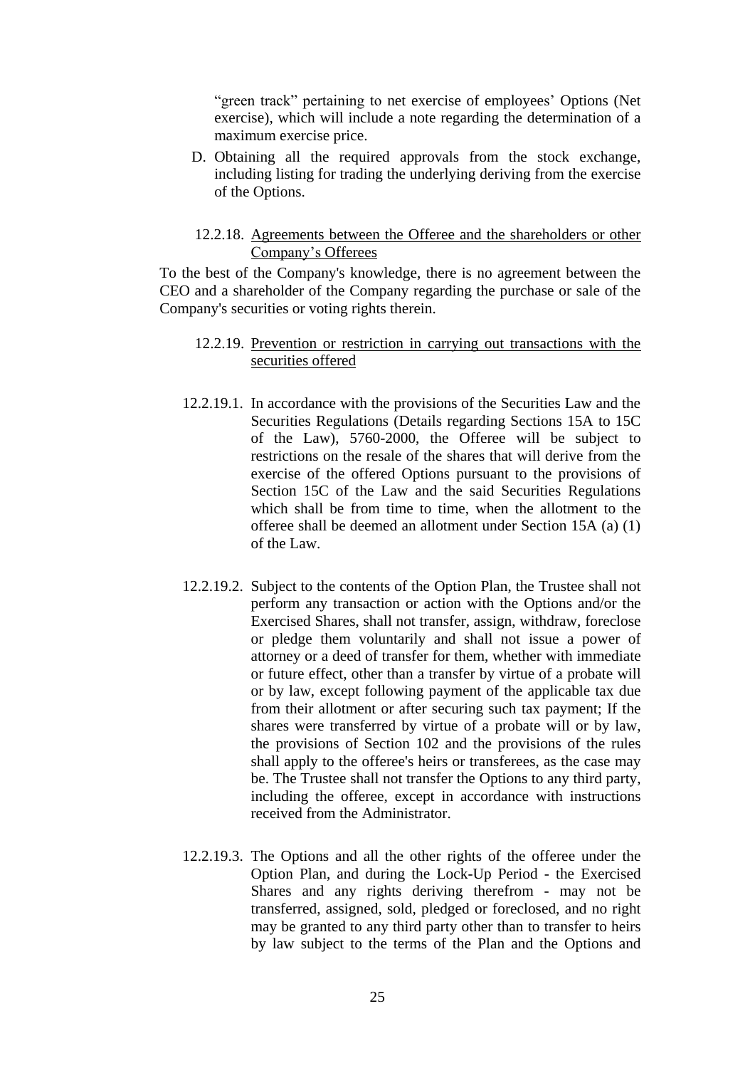"green track" pertaining to net exercise of employees' Options (Net exercise), which will include a note regarding the determination of a maximum exercise price.

D. Obtaining all the required approvals from the stock exchange, including listing for trading the underlying deriving from the exercise of the Options.

12.2.18. Agreements between the Offeree and the shareholders or other Company's Offerees

To the best of the Company's knowledge, there is no agreement between the CEO and a shareholder of the Company regarding the purchase or sale of the Company's securities or voting rights therein.

12.2.19. Prevention or restriction in carrying out transactions with the securities offered

12.2.19.1. In accordance with the provisions of the Securities Law and the Securities Regulations (Details regarding Sections 15A to 15C of the Law), 5760-2000, the Offeree will be subject to restrictions on the resale of the shares that will derive from the exercise of the offered Options pursuant to the provisions of Section 15C of the Law and the said Securities Regulations which shall be from time to time, when the allotment to the offeree shall be deemed an allotment under Section 15A (a) (1) of the Law.

12.2.19.2. Subject to the contents of the Option Plan, the Trustee shall not perform any transaction or action with the Options and/or the Exercised Shares, shall not transfer, assign, withdraw, foreclose or pledge them voluntarily and shall not issue a power of attorney or a deed of transfer for them, whether with immediate or future effect, other than a transfer by virtue of a probate will or by law, except following payment of the applicable tax due from their allotment or after securing such tax payment; If the shares were transferred by virtue of a probate will or by law, the provisions of Section 102 and the provisions of the rules shall apply to the offeree's heirs or transferees, as the case may be. The Trustee shall not transfer the Options to any third party, including the offeree, except in accordance with instructions received from the Administrator.

12.2.19.3. The Options and all the other rights of the offeree under the Option Plan, and during the Lock-Up Period - the Exercised Shares and any rights deriving therefrom - may not be transferred, assigned, sold, pledged or foreclosed, and no right may be granted to any third party other than to transfer to heirs by law subject to the terms of the Plan and the Options and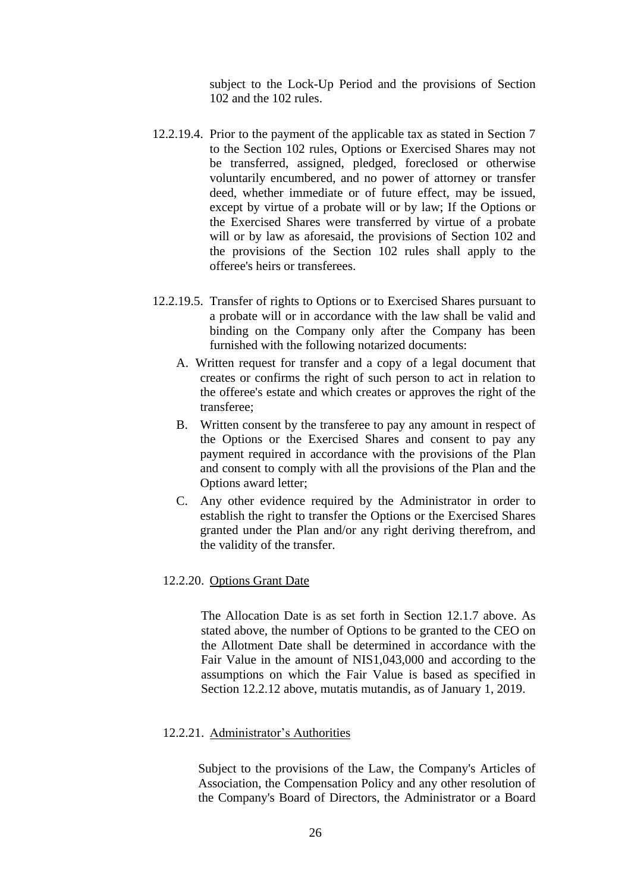subject to the Lock-Up Period and the provisions of Section 102 and the 102 rules.

12.2.19.4. Prior to the payment of the applicable tax as stated in Section 7 to the Section 102 rules, Options or Exercised Shares may not be transferred, assigned, pledged, foreclosed or otherwise voluntarily encumbered, and no power of attorney or transfer deed, whether immediate or of future effect, may be issued, except by virtue of a probate will or by law; If the Options or the Exercised Shares were transferred by virtue of a probate will or by law as aforesaid, the provisions of Section 102 and the provisions of the Section 102 rules shall apply to the offeree's heirs or transferees.

12.2.19.5. Transfer of rights to Options or to Exercised Shares pursuant to a probate will or in accordance with the law shall be valid and binding on the Company only after the Company has been furnished with the following notarized documents:

A. Written request for transfer and a copy of a legal document that creates or confirms the right of such person to act in relation to the offeree's estate and which creates or approves the right of the transferee;

B. Written consent by the transferee to pay any amount in respect of the Options or the Exercised Shares and consent to pay any payment required in accordance with the provisions of the Plan and consent to comply with all the provisions of the Plan and the Options award letter;

C. Any other evidence required by the Administrator in order to establish the right to transfer the Options or the Exercised Shares granted under the Plan and/or any right deriving therefrom, and the validity of the transfer.

12.2.20. <u>Options Grant Date</u>

The Allocation Date is as set forth in Section 12.1.7 above. As stated above, the number of Options to be granted to the CEO on the Allotment Date shall be determined in accordance with the Fair Value in the amount of NIS1,043,000 and according to the assumptions on which the Fair Value is based as specified in Section 12.2.12 above, mutatis mutandis, as of January 1, 2019.

12.2.21. <u>Administrator's Authorities</u>

Subject to the provisions of the Law, the Company's Articles of Association, the Compensation Policy and any other resolution of the Company's Board of Directors, the Administrator or a Board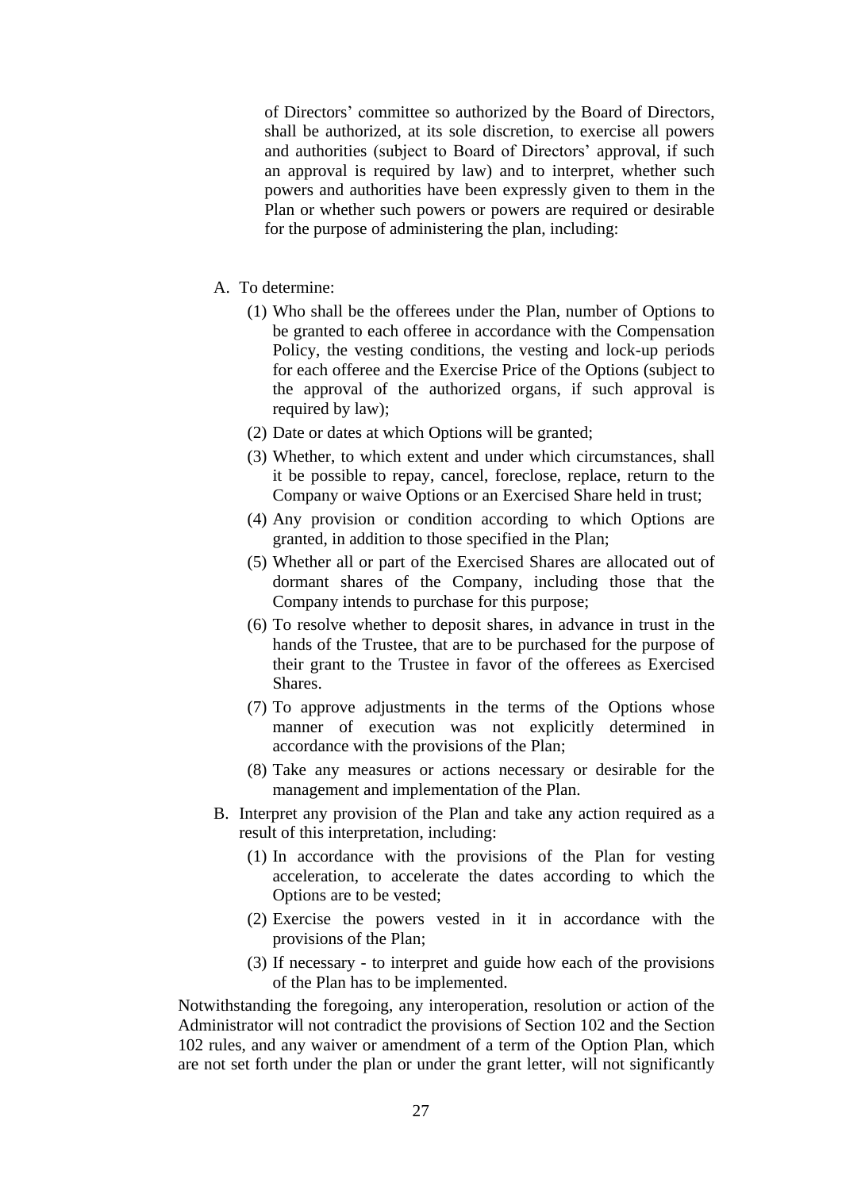of Directors' committee so authorized by the Board of Directors, shall be authorized, at its sole discretion, to exercise all powers and authorities (subject to Board of Directors' approval, if such an approval is required by law) and to interpret, whether such powers and authorities have been expressly given to them in the Plan or whether such powers or powers are required or desirable for the purpose of administering the plan, including:

A. To determine:
   (1) Who shall be the offerees under the Plan, number of Options to be granted to each offeree in accordance with the Compensation Policy, the vesting conditions, the vesting and lock-up periods for each offeree and the Exercise Price of the Options (subject to the approval of the authorized organs, if such approval is required by law);
   (2) Date or dates at which Options will be granted;
   (3) Whether, to which extent and under which circumstances, shall it be possible to repay, cancel, foreclose, replace, return to the Company or waive Options or an Exercised Share held in trust;
   (4) Any provision or condition according to which Options are granted, in addition to those specified in the Plan;
   (5) Whether all or part of the Exercised Shares are allocated out of dormant shares of the Company, including those that the Company intends to purchase for this purpose;
   (6) To resolve whether to deposit shares, in advance in trust in the hands of the Trustee, that are to be purchased for the purpose of their grant to the Trustee in favor of the offerees as Exercised Shares.
   (7) To approve adjustments in the terms of the Options whose manner of execution was not explicitly determined in accordance with the provisions of the Plan;
   (8) Take any measures or actions necessary or desirable for the management and implementation of the Plan.
B. Interpret any provision of the Plan and take any action required as a result of this interpretation, including:
   (1) In accordance with the provisions of the Plan for vesting acceleration, to accelerate the dates according to which the Options are to be vested;
   (2) Exercise the powers vested in it in accordance with the provisions of the Plan;
   (3) If necessary - to interpret and guide how each of the provisions of the Plan has to be implemented.

Notwithstanding the foregoing, any interoperation, resolution or action of the Administrator will not contradict the provisions of Section 102 and the Section 102 rules, and any waiver or amendment of a term of the Option Plan, which are not set forth under the plan or under the grant letter, will not significantly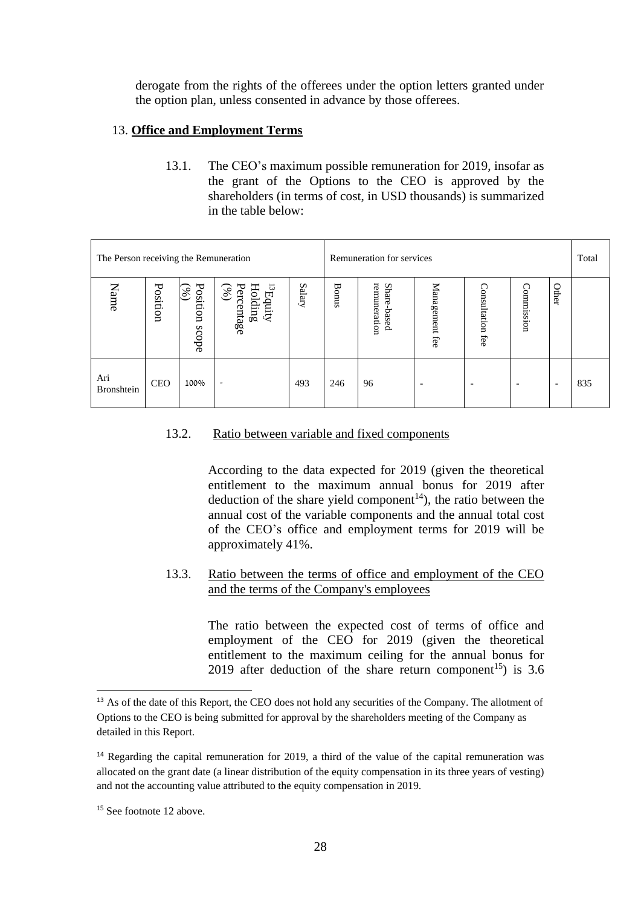derogate from the rights of the offerees under the option letters granted under the option plan, unless consented in advance by those offerees.

13. **Office and Employment Terms**

13.1. The CEO's maximum possible remuneration for 2019, insofar as the grant of the Options to the CEO is approved by the shareholders (in terms of cost, in USD thousands) is summarized in the table below:

| The Person receiving the Remuneration | | | | Remuneration for services | | | | | | | | Total |
|---|---|---|---|---|---|---|---|---|---|---|---|---|
| Name | Position | Position scope (%) | [13]Equity Holding Percentage (%) | Salary | Bonus | Share-based remuneration | Management fee | Consultation fee | Commission | Other | | |
| Ari Bronshtein | CEO | 100% | - | 493 | 246 | 96 | - | - | - | - | | 835 |

13.2. Ratio between variable and fixed components

According to the data expected for 2019 (given the theoretical entitlement to the maximum annual bonus for 2019 after deduction of the share yield component[14]), the ratio between the annual cost of the variable components and the annual total cost of the CEO's office and employment terms for 2019 will be approximately 41%.

13.3. Ratio between the terms of office and employment of the CEO and the terms of the Company's employees

The ratio between the expected cost of terms of office and employment of the CEO for 2019 (given the theoretical entitlement to the maximum ceiling for the annual bonus for 2019 after deduction of the share return component[15]) is 3.6

---

[13] As of the date of this Report, the CEO does not hold any securities of the Company. The allotment of Options to the CEO is being submitted for approval by the shareholders meeting of the Company as detailed in this Report.

[14] Regarding the capital remuneration for 2019, a third of the value of the capital remuneration was allocated on the grant date (a linear distribution of the equity compensation in its three years of vesting) and not the accounting value attributed to the equity compensation in 2019.

[15] See footnote 12 above.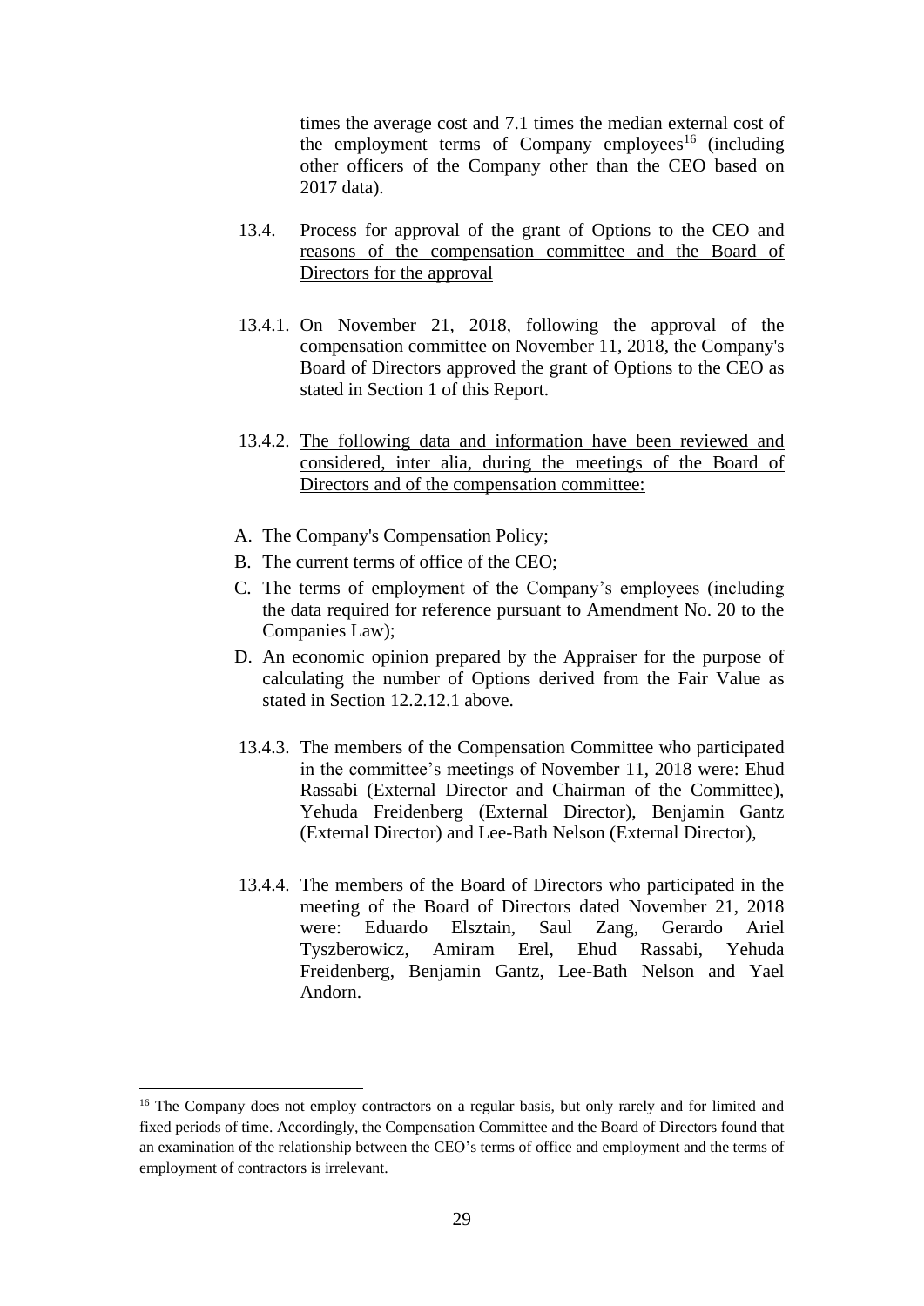times the average cost and 7.1 times the median external cost of the employment terms of Company employees[16] (including other officers of the Company other than the CEO based on 2017 data).

13.4. Process for approval of the grant of Options to the CEO and reasons of the compensation committee and the Board of Directors for the approval

13.4.1. On November 21, 2018, following the approval of the compensation committee on November 11, 2018, the Company's Board of Directors approved the grant of Options to the CEO as stated in Section 1 of this Report.

13.4.2. The following data and information have been reviewed and considered, inter alia, during the meetings of the Board of Directors and of the compensation committee:

A. The Company's Compensation Policy;

B. The current terms of office of the CEO;

C. The terms of employment of the Company's employees (including the data required for reference pursuant to Amendment No. 20 to the Companies Law);

D. An economic opinion prepared by the Appraiser for the purpose of calculating the number of Options derived from the Fair Value as stated in Section 12.2.12.1 above.

13.4.3. The members of the Compensation Committee who participated in the committee's meetings of November 11, 2018 were: Ehud Rassabi (External Director and Chairman of the Committee), Yehuda Freidenberg (External Director), Benjamin Gantz (External Director) and Lee-Bath Nelson (External Director),

13.4.4. The members of the Board of Directors who participated in the meeting of the Board of Directors dated November 21, 2018 were: Eduardo Elsztain, Saul Zang, Gerardo Ariel Tyszberowicz, Amiram Erel, Ehud Rassabi, Yehuda Freidenberg, Benjamin Gantz, Lee-Bath Nelson and Yael Andorn.

---

[16] The Company does not employ contractors on a regular basis, but only rarely and for limited and fixed periods of time. Accordingly, the Compensation Committee and the Board of Directors found that an examination of the relationship between the CEO's terms of office and employment and the terms of employment of contractors is irrelevant.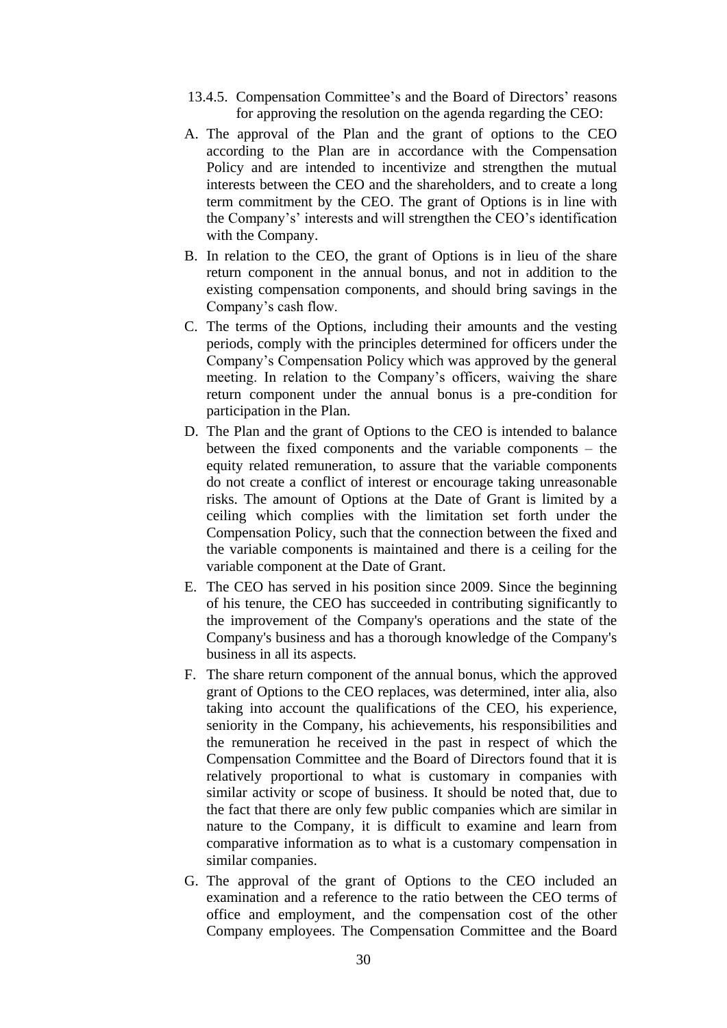13.4.5. Compensation Committee's and the Board of Directors' reasons for approving the resolution on the agenda regarding the CEO:

A. The approval of the Plan and the grant of options to the CEO according to the Plan are in accordance with the Compensation Policy and are intended to incentivize and strengthen the mutual interests between the CEO and the shareholders, and to create a long term commitment by the CEO. The grant of Options is in line with the Company's' interests and will strengthen the CEO's identification with the Company.

B. In relation to the CEO, the grant of Options is in lieu of the share return component in the annual bonus, and not in addition to the existing compensation components, and should bring savings in the Company's cash flow.

C. The terms of the Options, including their amounts and the vesting periods, comply with the principles determined for officers under the Company's Compensation Policy which was approved by the general meeting. In relation to the Company's officers, waiving the share return component under the annual bonus is a pre-condition for participation in the Plan.

D. The Plan and the grant of Options to the CEO is intended to balance between the fixed components and the variable components – the equity related remuneration, to assure that the variable components do not create a conflict of interest or encourage taking unreasonable risks. The amount of Options at the Date of Grant is limited by a ceiling which complies with the limitation set forth under the Compensation Policy, such that the connection between the fixed and the variable components is maintained and there is a ceiling for the variable component at the Date of Grant.

E. The CEO has served in his position since 2009. Since the beginning of his tenure, the CEO has succeeded in contributing significantly to the improvement of the Company's operations and the state of the Company's business and has a thorough knowledge of the Company's business in all its aspects.

F. The share return component of the annual bonus, which the approved grant of Options to the CEO replaces, was determined, inter alia, also taking into account the qualifications of the CEO, his experience, seniority in the Company, his achievements, his responsibilities and the remuneration he received in the past in respect of which the Compensation Committee and the Board of Directors found that it is relatively proportional to what is customary in companies with similar activity or scope of business. It should be noted that, due to the fact that there are only few public companies which are similar in nature to the Company, it is difficult to examine and learn from comparative information as to what is a customary compensation in similar companies.

G. The approval of the grant of Options to the CEO included an examination and a reference to the ratio between the CEO terms of office and employment, and the compensation cost of the other Company employees. The Compensation Committee and the Board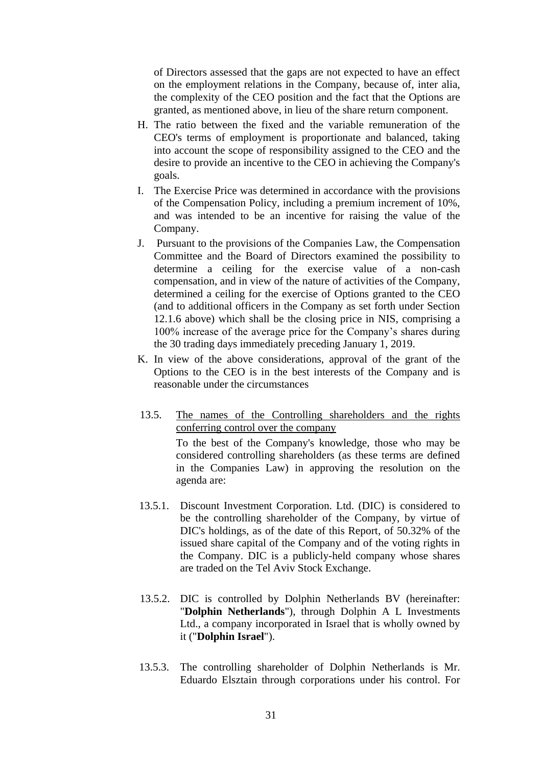of Directors assessed that the gaps are not expected to have an effect on the employment relations in the Company, because of, inter alia, the complexity of the CEO position and the fact that the Options are granted, as mentioned above, in lieu of the share return component.

H. The ratio between the fixed and the variable remuneration of the CEO's terms of employment is proportionate and balanced, taking into account the scope of responsibility assigned to the CEO and the desire to provide an incentive to the CEO in achieving the Company's goals.

I. The Exercise Price was determined in accordance with the provisions of the Compensation Policy, including a premium increment of 10%, and was intended to be an incentive for raising the value of the Company.

J. Pursuant to the provisions of the Companies Law, the Compensation Committee and the Board of Directors examined the possibility to determine a ceiling for the exercise value of a non-cash compensation, and in view of the nature of activities of the Company, determined a ceiling for the exercise of Options granted to the CEO (and to additional officers in the Company as set forth under Section 12.1.6 above) which shall be the closing price in NIS, comprising a 100% increase of the average price for the Company’s shares during the 30 trading days immediately preceding January 1, 2019.

K. In view of the above considerations, approval of the grant of the Options to the CEO is in the best interests of the Company and is reasonable under the circumstances

13.5. <u>The names of the Controlling shareholders and the rights conferring control over the company</u>

To the best of the Company's knowledge, those who may be considered controlling shareholders (as these terms are defined in the Companies Law) in approving the resolution on the agenda are:

13.5.1. Discount Investment Corporation. Ltd. (DIC) is considered to be the controlling shareholder of the Company, by virtue of DIC's holdings, as of the date of this Report, of 50.32% of the issued share capital of the Company and of the voting rights in the Company. DIC is a publicly-held company whose shares are traded on the Tel Aviv Stock Exchange.

13.5.2. DIC is controlled by Dolphin Netherlands BV (hereinafter: "**Dolphin Netherlands**"), through Dolphin A L Investments Ltd., a company incorporated in Israel that is wholly owned by it ("**Dolphin Israel**").

13.5.3. The controlling shareholder of Dolphin Netherlands is Mr. Eduardo Elsztain through corporations under his control. For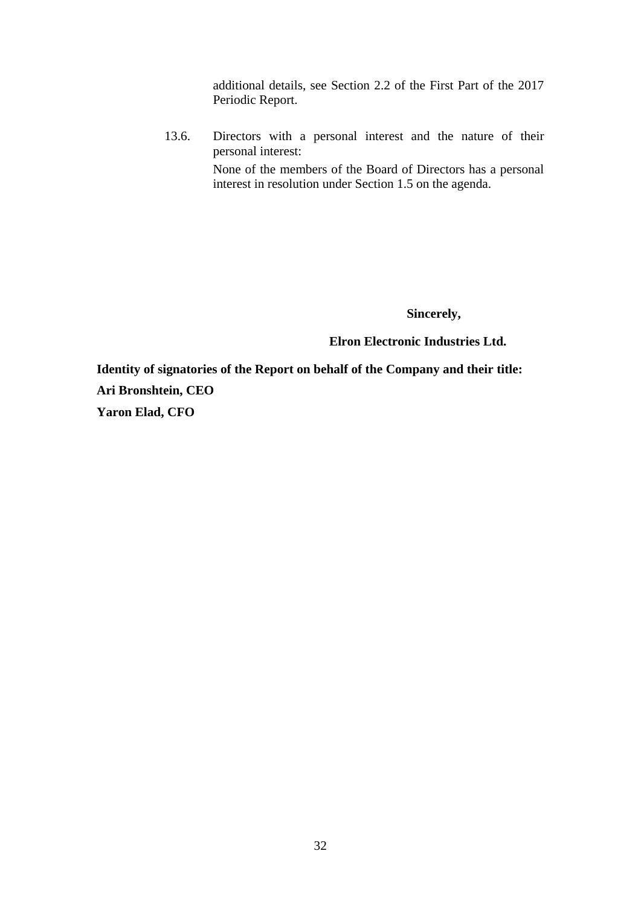additional details, see Section 2.2 of the First Part of the 2017 Periodic Report.

13.6. Directors with a personal interest and the nature of their personal interest:

None of the members of the Board of Directors has a personal interest in resolution under Section 1.5 on the agenda.

**Sincerely,**

**Elron Electronic Industries Ltd.**

**Identity of signatories of the Report on behalf of the Company and their title:**

**Ari Bronshtein, CEO**

**Yaron Elad, CFO**